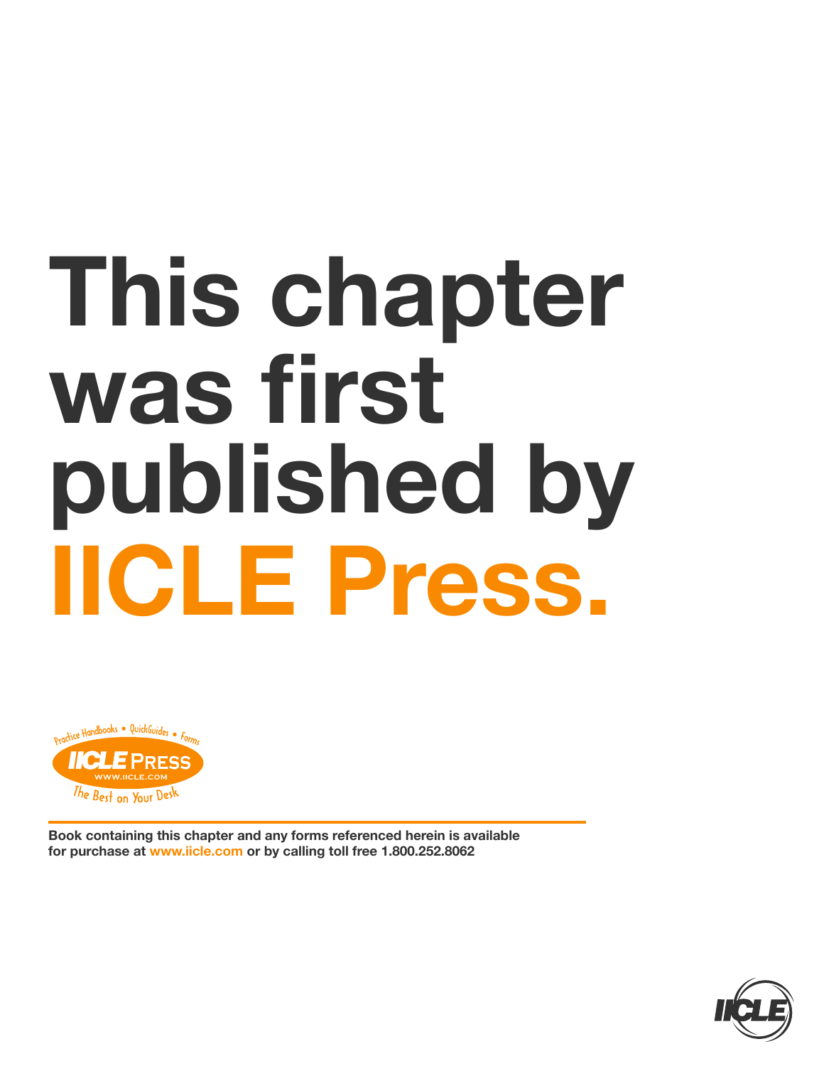# This chapter was first published by IICLE Press.

Practice Handbooks • QuickGuides • Forms

IICLE PRESS

WWW.IICLE.COM

The Best on Your Desk

**Book containing this chapter and any forms referenced herein is available for purchase at www.iicle.com or by calling toll free 1.800.252.8062**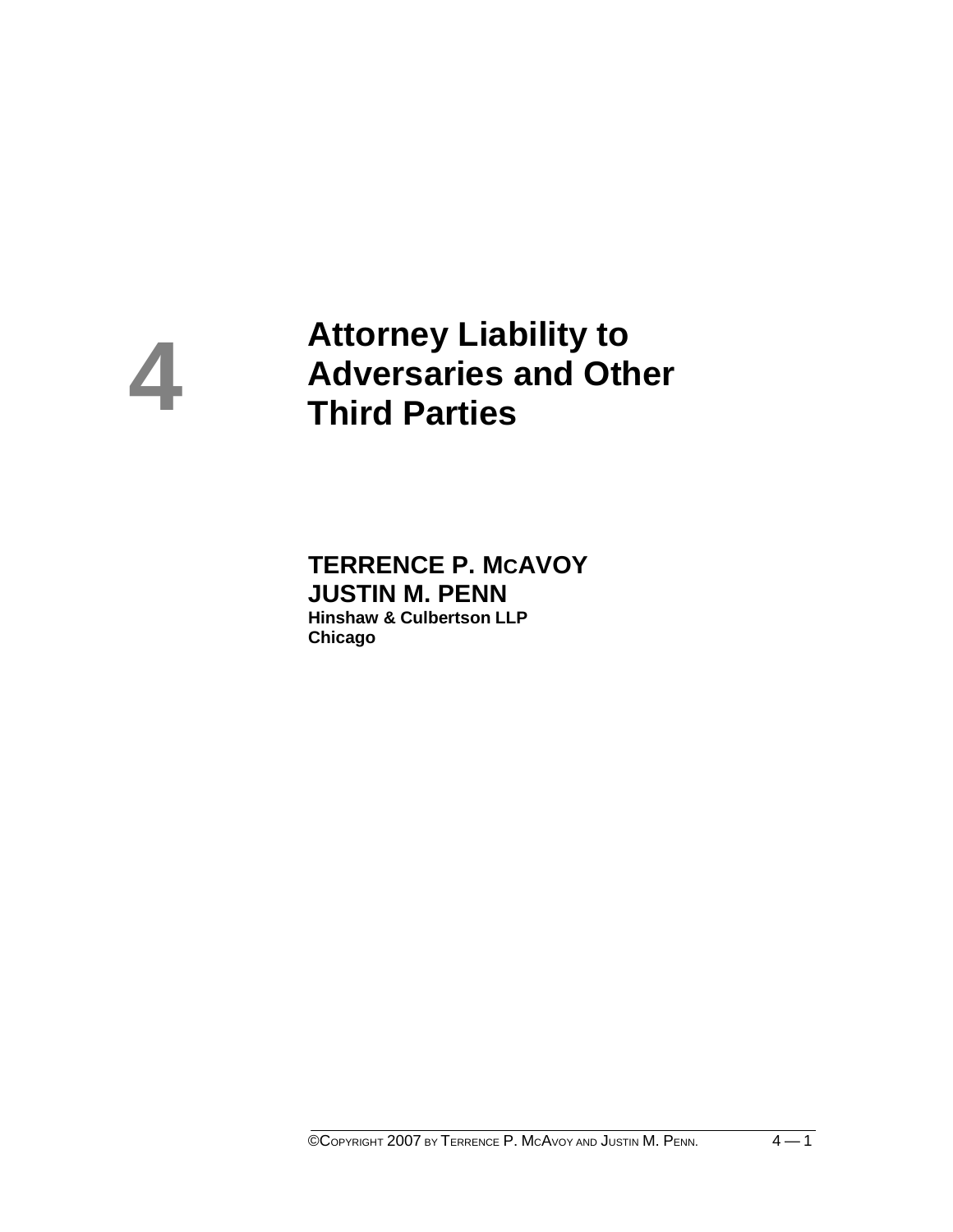# 4 Attorney Liability to Adversaries and Other Third Parties

**TERRENCE P. MCAVOY**
**JUSTIN M. PENN**
**Hinshaw & Culbertson LLP**
**Chicago**

©COPYRIGHT 2007 BY TERRENCE P. MCAVOY AND JUSTIN M. PENN.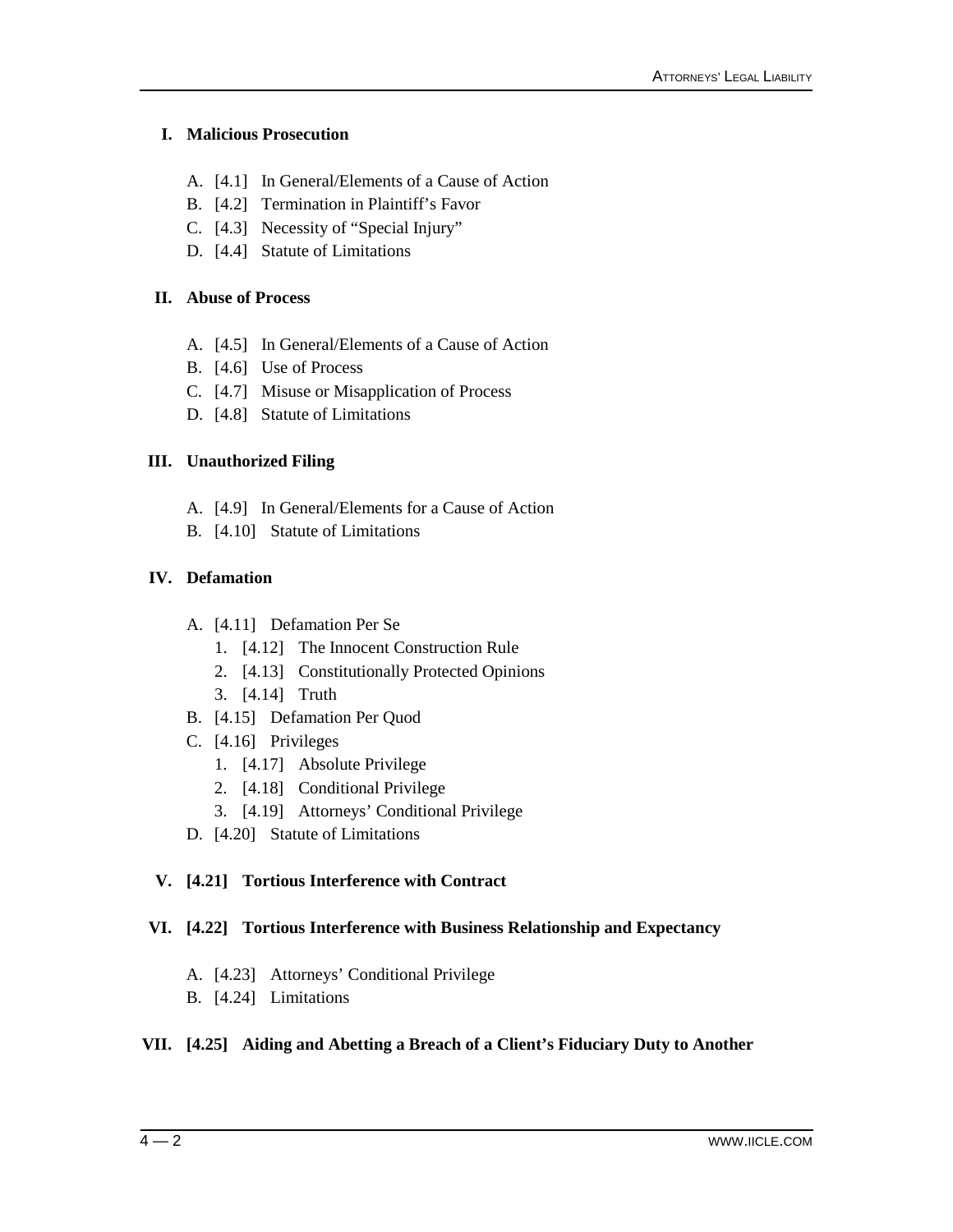**I. Malicious Prosecution**

- A. [4.1] In General/Elements of a Cause of Action
- B. [4.2] Termination in Plaintiff's Favor
- C. [4.3] Necessity of "Special Injury"
- D. [4.4] Statute of Limitations

**II. Abuse of Process**

- A. [4.5] In General/Elements of a Cause of Action
- B. [4.6] Use of Process
- C. [4.7] Misuse or Misapplication of Process
- D. [4.8] Statute of Limitations

**III. Unauthorized Filing**

- A. [4.9] In General/Elements for a Cause of Action
- B. [4.10] Statute of Limitations

**IV. Defamation**

- A. [4.11] Defamation Per Se
  1. [4.12] The Innocent Construction Rule
  2. [4.13] Constitutionally Protected Opinions
  3. [4.14] Truth
- B. [4.15] Defamation Per Quod
- C. [4.16] Privileges
  1. [4.17] Absolute Privilege
  2. [4.18] Conditional Privilege
  3. [4.19] Attorneys' Conditional Privilege
- D. [4.20] Statute of Limitations

**V. [4.21] Tortious Interference with Contract**

**VI. [4.22] Tortious Interference with Business Relationship and Expectancy**

- A. [4.23] Attorneys' Conditional Privilege
- B. [4.24] Limitations

**VII. [4.25] Aiding and Abetting a Breach of a Client's Fiduciary Duty to Another**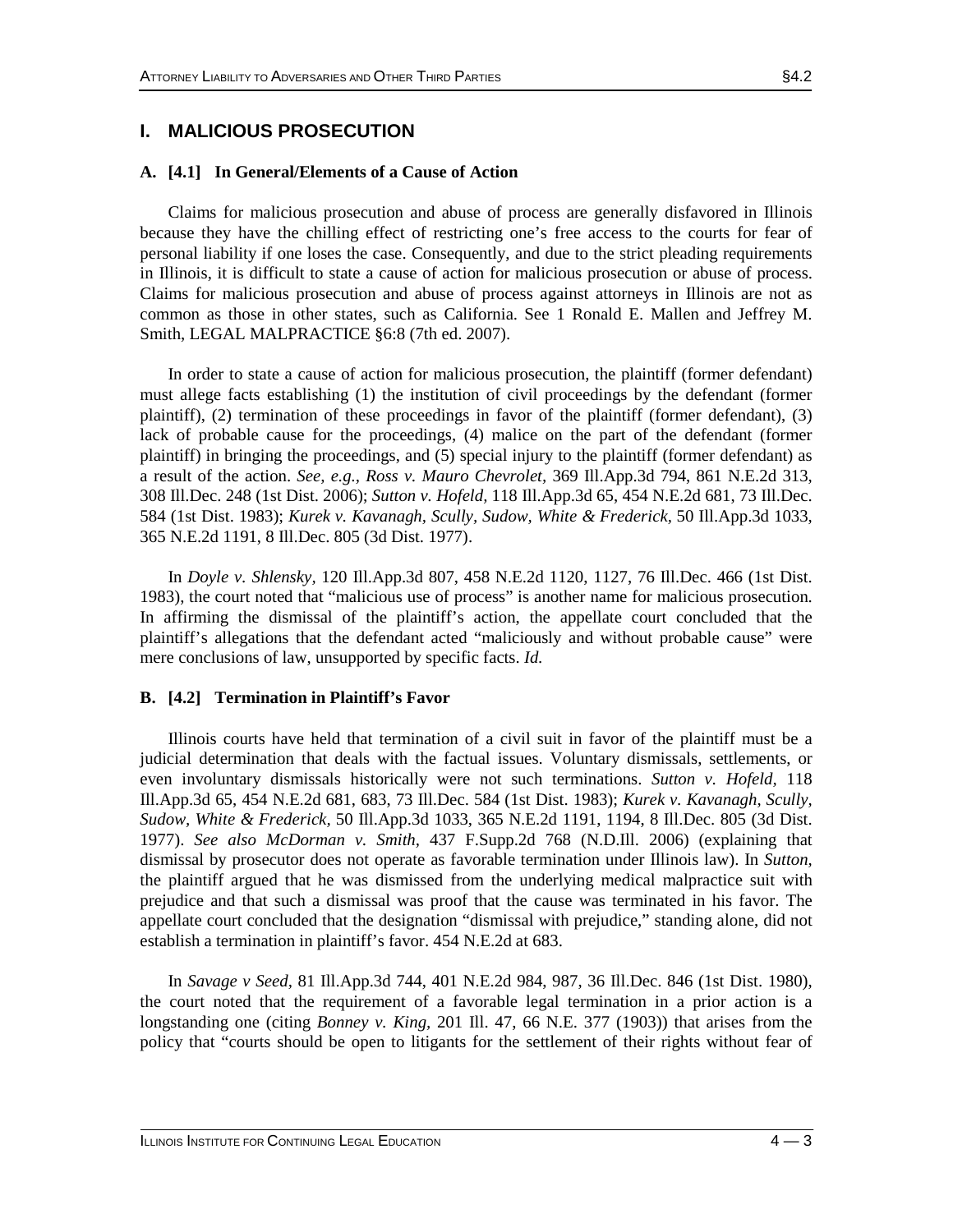## I. MALICIOUS PROSECUTION

### A. [4.1] In General/Elements of a Cause of Action

Claims for malicious prosecution and abuse of process are generally disfavored in Illinois because they have the chilling effect of restricting one's free access to the courts for fear of personal liability if one loses the case. Consequently, and due to the strict pleading requirements in Illinois, it is difficult to state a cause of action for malicious prosecution or abuse of process. Claims for malicious prosecution and abuse of process against attorneys in Illinois are not as common as those in other states, such as California. See 1 Ronald E. Mallen and Jeffrey M. Smith, LEGAL MALPRACTICE §6:8 (7th ed. 2007).

In order to state a cause of action for malicious prosecution, the plaintiff (former defendant) must allege facts establishing (1) the institution of civil proceedings by the defendant (former plaintiff), (2) termination of these proceedings in favor of the plaintiff (former defendant), (3) lack of probable cause for the proceedings, (4) malice on the part of the defendant (former plaintiff) in bringing the proceedings, and (5) special injury to the plaintiff (former defendant) as a result of the action. *See, e.g., Ross v. Mauro Chevrolet,* 369 Ill.App.3d 794, 861 N.E.2d 313, 308 Ill.Dec. 248 (1st Dist. 2006); *Sutton v. Hofeld,* 118 Ill.App.3d 65, 454 N.E.2d 681, 73 Ill.Dec. 584 (1st Dist. 1983); *Kurek v. Kavanagh, Scully, Sudow, White & Frederick,* 50 Ill.App.3d 1033, 365 N.E.2d 1191, 8 Ill.Dec. 805 (3d Dist. 1977).

In *Doyle v. Shlensky,* 120 Ill.App.3d 807, 458 N.E.2d 1120, 1127, 76 Ill.Dec. 466 (1st Dist. 1983), the court noted that "malicious use of process" is another name for malicious prosecution. In affirming the dismissal of the plaintiff's action, the appellate court concluded that the plaintiff's allegations that the defendant acted "maliciously and without probable cause" were mere conclusions of law, unsupported by specific facts. *Id.*

### B. [4.2] Termination in Plaintiff's Favor

Illinois courts have held that termination of a civil suit in favor of the plaintiff must be a judicial determination that deals with the factual issues. Voluntary dismissals, settlements, or even involuntary dismissals historically were not such terminations. *Sutton v. Hofeld,* 118 Ill.App.3d 65, 454 N.E.2d 681, 683, 73 Ill.Dec. 584 (1st Dist. 1983); *Kurek v. Kavanagh, Scully, Sudow, White & Frederick,* 50 Ill.App.3d 1033, 365 N.E.2d 1191, 1194, 8 Ill.Dec. 805 (3d Dist. 1977). *See also McDorman v. Smith,* 437 F.Supp.2d 768 (N.D.Ill. 2006) (explaining that dismissal by prosecutor does not operate as favorable termination under Illinois law). In *Sutton,* the plaintiff argued that he was dismissed from the underlying medical malpractice suit with prejudice and that such a dismissal was proof that the cause was terminated in his favor. The appellate court concluded that the designation "dismissal with prejudice," standing alone, did not establish a termination in plaintiff's favor. 454 N.E.2d at 683.

In *Savage v Seed,* 81 Ill.App.3d 744, 401 N.E.2d 984, 987, 36 Ill.Dec. 846 (1st Dist. 1980), the court noted that the requirement of a favorable legal termination in a prior action is a longstanding one (citing *Bonney v. King,* 201 Ill. 47, 66 N.E. 377 (1903)) that arises from the policy that "courts should be open to litigants for the settlement of their rights without fear of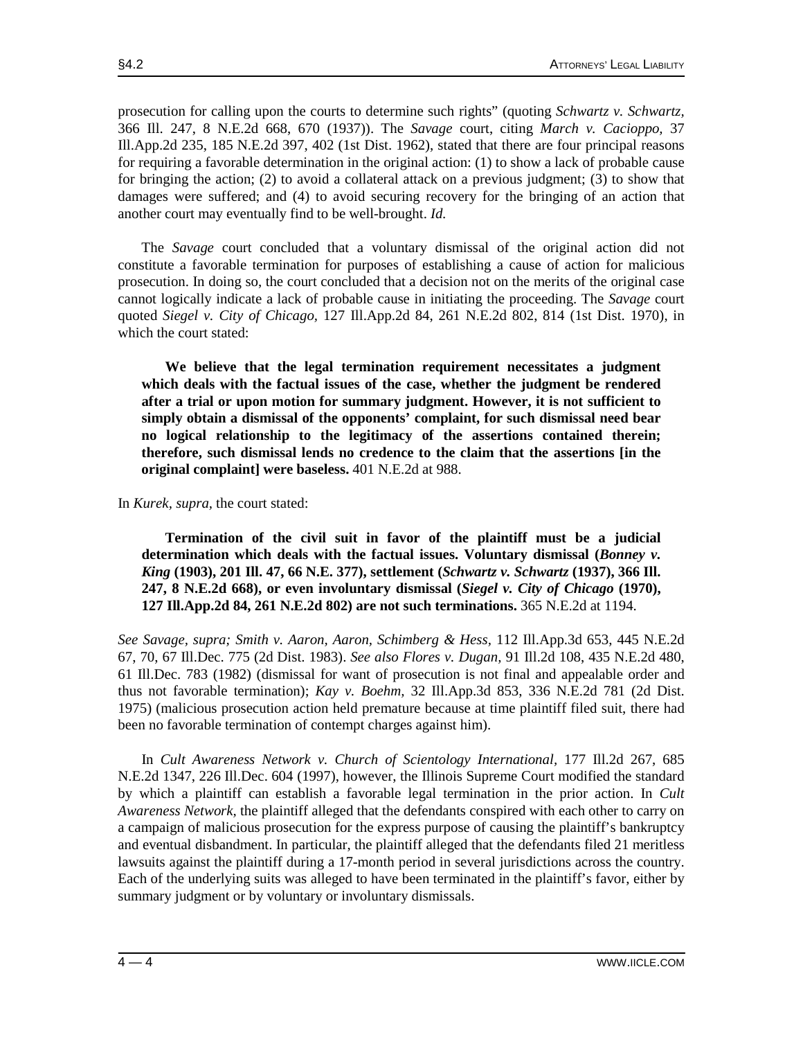prosecution for calling upon the courts to determine such rights" (quoting *Schwartz v. Schwartz,* 366 Ill. 247, 8 N.E.2d 668, 670 (1937)). The *Savage* court, citing *March v. Cacioppo,* 37 Ill.App.2d 235, 185 N.E.2d 397, 402 (1st Dist. 1962), stated that there are four principal reasons for requiring a favorable determination in the original action: (1) to show a lack of probable cause for bringing the action; (2) to avoid a collateral attack on a previous judgment; (3) to show that damages were suffered; and (4) to avoid securing recovery for the bringing of an action that another court may eventually find to be well-brought. *Id.*

The *Savage* court concluded that a voluntary dismissal of the original action did not constitute a favorable termination for purposes of establishing a cause of action for malicious prosecution. In doing so, the court concluded that a decision not on the merits of the original case cannot logically indicate a lack of probable cause in initiating the proceeding. The *Savage* court quoted *Siegel v. City of Chicago,* 127 Ill.App.2d 84, 261 N.E.2d 802, 814 (1st Dist. 1970), in which the court stated:

> **We believe that the legal termination requirement necessitates a judgment which deals with the factual issues of the case, whether the judgment be rendered after a trial or upon motion for summary judgment. However, it is not sufficient to simply obtain a dismissal of the opponents' complaint, for such dismissal need bear no logical relationship to the legitimacy of the assertions contained therein; therefore, such dismissal lends no credence to the claim that the assertions [in the original complaint] were baseless.** 401 N.E.2d at 988.

In *Kurek, supra,* the court stated:

> **Termination of the civil suit in favor of the plaintiff must be a judicial determination which deals with the factual issues. Voluntary dismissal (*Bonney v. King* (1903), 201 Ill. 47, 66 N.E. 377), settlement (*Schwartz v. Schwartz* (1937), 366 Ill. 247, 8 N.E.2d 668), or even involuntary dismissal (*Siegel v. City of Chicago* (1970), 127 Ill.App.2d 84, 261 N.E.2d 802) are not such terminations.** 365 N.E.2d at 1194.

*See Savage, supra; Smith v. Aaron, Aaron, Schimberg & Hess,* 112 Ill.App.3d 653, 445 N.E.2d 67, 70, 67 Ill.Dec. 775 (2d Dist. 1983). *See also Flores v. Dugan,* 91 Ill.2d 108, 435 N.E.2d 480, 61 Ill.Dec. 783 (1982) (dismissal for want of prosecution is not final and appealable order and thus not favorable termination); *Kay v. Boehm,* 32 Ill.App.3d 853, 336 N.E.2d 781 (2d Dist. 1975) (malicious prosecution action held premature because at time plaintiff filed suit, there had been no favorable termination of contempt charges against him).

In *Cult Awareness Network v. Church of Scientology International,* 177 Ill.2d 267, 685 N.E.2d 1347, 226 Ill.Dec. 604 (1997), however, the Illinois Supreme Court modified the standard by which a plaintiff can establish a favorable legal termination in the prior action. In *Cult Awareness Network,* the plaintiff alleged that the defendants conspired with each other to carry on a campaign of malicious prosecution for the express purpose of causing the plaintiff's bankruptcy and eventual disbandment. In particular, the plaintiff alleged that the defendants filed 21 meritless lawsuits against the plaintiff during a 17-month period in several jurisdictions across the country. Each of the underlying suits was alleged to have been terminated in the plaintiff's favor, either by summary judgment or by voluntary or involuntary dismissals.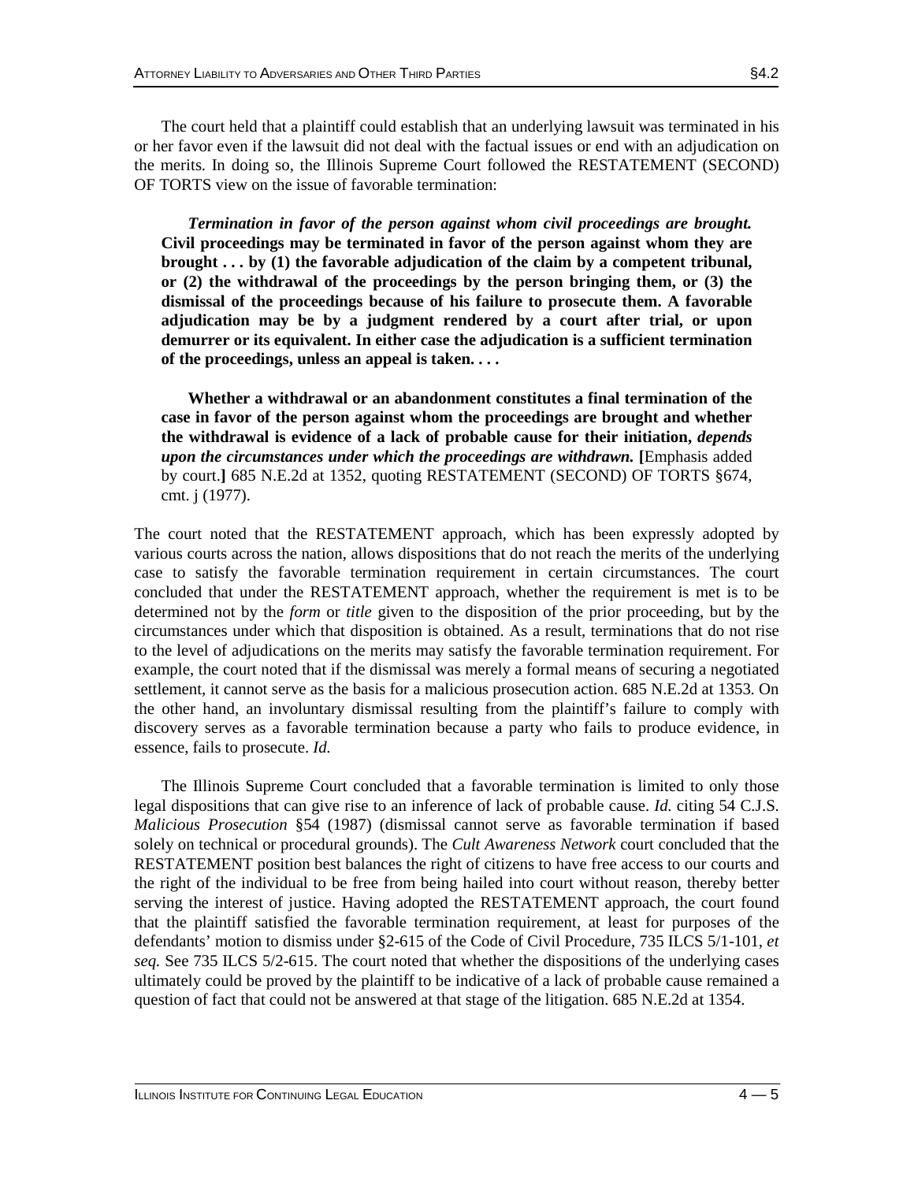The court held that a plaintiff could establish that an underlying lawsuit was terminated in his or her favor even if the lawsuit did not deal with the factual issues or end with an adjudication on the merits. In doing so, the Illinois Supreme Court followed the RESTATEMENT (SECOND) OF TORTS view on the issue of favorable termination:

> ***Termination in favor of the person against whom civil proceedings are brought.*** **Civil proceedings may be terminated in favor of the person against whom they are brought . . . by (1) the favorable adjudication of the claim by a competent tribunal, or (2) the withdrawal of the proceedings by the person bringing them, or (3) the dismissal of the proceedings because of his failure to prosecute them. A favorable adjudication may be by a judgment rendered by a court after trial, or upon demurrer or its equivalent. In either case the adjudication is a sufficient termination of the proceedings, unless an appeal is taken. . . .**
>
> **Whether a withdrawal or an abandonment constitutes a final termination of the case in favor of the person against whom the proceedings are brought and whether the withdrawal is evidence of a lack of probable cause for their initiation, *depends upon the circumstances under which the proceedings are withdrawn.* [**Emphasis added by court.**]** 685 N.E.2d at 1352, quoting RESTATEMENT (SECOND) OF TORTS §674, cmt. j (1977).

The court noted that the RESTATEMENT approach, which has been expressly adopted by various courts across the nation, allows dispositions that do not reach the merits of the underlying case to satisfy the favorable termination requirement in certain circumstances. The court concluded that under the RESTATEMENT approach, whether the requirement is met is to be determined not by the *form* or *title* given to the disposition of the prior proceeding, but by the circumstances under which that disposition is obtained. As a result, terminations that do not rise to the level of adjudications on the merits may satisfy the favorable termination requirement. For example, the court noted that if the dismissal was merely a formal means of securing a negotiated settlement, it cannot serve as the basis for a malicious prosecution action. 685 N.E.2d at 1353. On the other hand, an involuntary dismissal resulting from the plaintiff's failure to comply with discovery serves as a favorable termination because a party who fails to produce evidence, in essence, fails to prosecute. *Id.*

The Illinois Supreme Court concluded that a favorable termination is limited to only those legal dispositions that can give rise to an inference of lack of probable cause. *Id.* citing 54 C.J.S. *Malicious Prosecution* §54 (1987) (dismissal cannot serve as favorable termination if based solely on technical or procedural grounds). The *Cult Awareness Network* court concluded that the RESTATEMENT position best balances the right of citizens to have free access to our courts and the right of the individual to be free from being hailed into court without reason, thereby better serving the interest of justice. Having adopted the RESTATEMENT approach, the court found that the plaintiff satisfied the favorable termination requirement, at least for purposes of the defendants' motion to dismiss under §2-615 of the Code of Civil Procedure, 735 ILCS 5/1-101, *et seq.* See 735 ILCS 5/2-615. The court noted that whether the dispositions of the underlying cases ultimately could be proved by the plaintiff to be indicative of a lack of probable cause remained a question of fact that could not be answered at that stage of the litigation. 685 N.E.2d at 1354.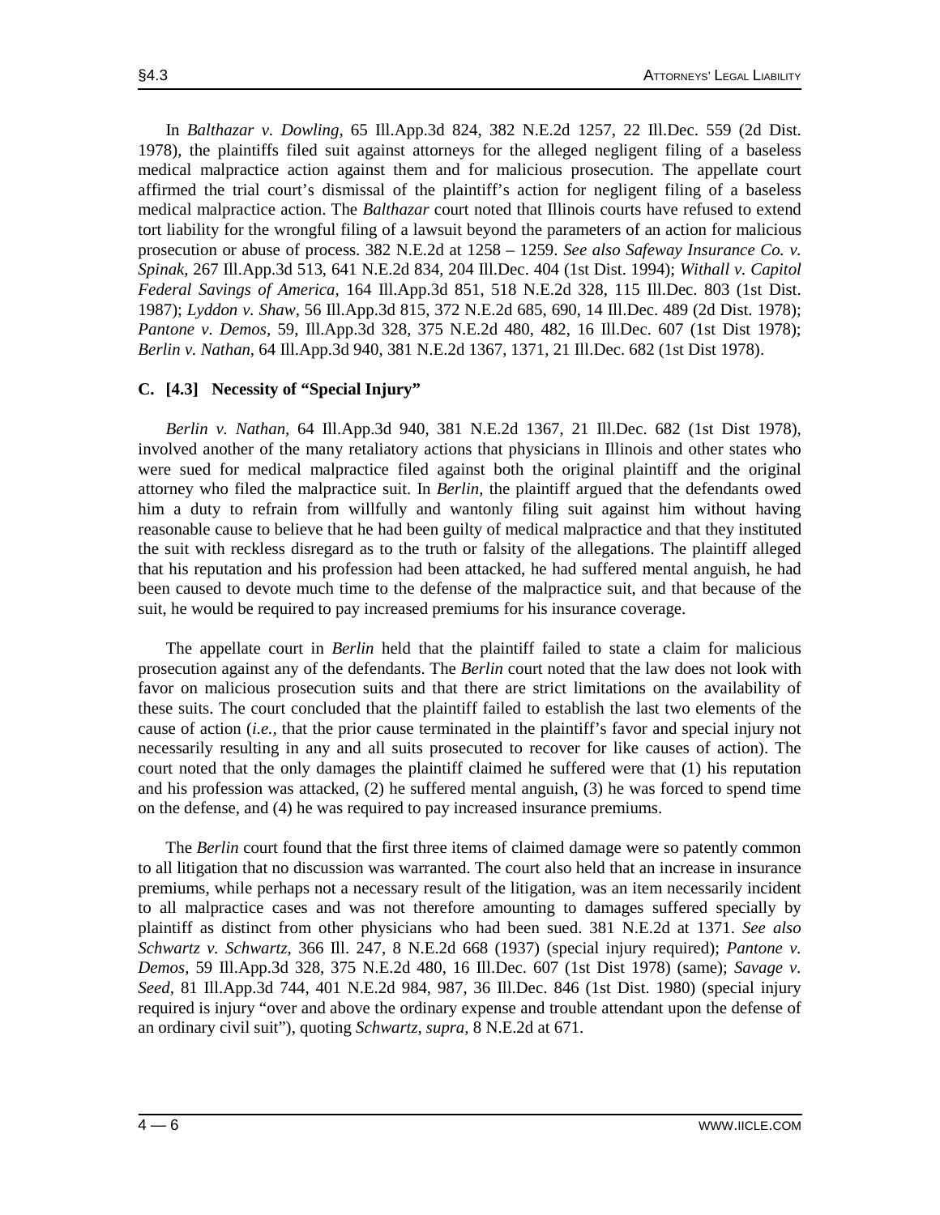In *Balthazar v. Dowling,* 65 Ill.App.3d 824, 382 N.E.2d 1257, 22 Ill.Dec. 559 (2d Dist. 1978), the plaintiffs filed suit against attorneys for the alleged negligent filing of a baseless medical malpractice action against them and for malicious prosecution. The appellate court affirmed the trial court's dismissal of the plaintiff's action for negligent filing of a baseless medical malpractice action. The *Balthazar* court noted that Illinois courts have refused to extend tort liability for the wrongful filing of a lawsuit beyond the parameters of an action for malicious prosecution or abuse of process. 382 N.E.2d at 1258 – 1259. *See also Safeway Insurance Co. v. Spinak,* 267 Ill.App.3d 513, 641 N.E.2d 834, 204 Ill.Dec. 404 (1st Dist. 1994); *Withall v. Capitol Federal Savings of America,* 164 Ill.App.3d 851, 518 N.E.2d 328, 115 Ill.Dec. 803 (1st Dist. 1987); *Lyddon v. Shaw,* 56 Ill.App.3d 815, 372 N.E.2d 685, 690, 14 Ill.Dec. 489 (2d Dist. 1978); *Pantone v. Demos,* 59, Ill.App.3d 328, 375 N.E.2d 480, 482, 16 Ill.Dec. 607 (1st Dist 1978); *Berlin v. Nathan,* 64 Ill.App.3d 940, 381 N.E.2d 1367, 1371, 21 Ill.Dec. 682 (1st Dist 1978).

### C. [4.3] Necessity of "Special Injury"

*Berlin v. Nathan,* 64 Ill.App.3d 940, 381 N.E.2d 1367, 21 Ill.Dec. 682 (1st Dist 1978), involved another of the many retaliatory actions that physicians in Illinois and other states who were sued for medical malpractice filed against both the original plaintiff and the original attorney who filed the malpractice suit. In *Berlin,* the plaintiff argued that the defendants owed him a duty to refrain from willfully and wantonly filing suit against him without having reasonable cause to believe that he had been guilty of medical malpractice and that they instituted the suit with reckless disregard as to the truth or falsity of the allegations. The plaintiff alleged that his reputation and his profession had been attacked, he had suffered mental anguish, he had been caused to devote much time to the defense of the malpractice suit, and that because of the suit, he would be required to pay increased premiums for his insurance coverage.

The appellate court in *Berlin* held that the plaintiff failed to state a claim for malicious prosecution against any of the defendants. The *Berlin* court noted that the law does not look with favor on malicious prosecution suits and that there are strict limitations on the availability of these suits. The court concluded that the plaintiff failed to establish the last two elements of the cause of action (*i.e.,* that the prior cause terminated in the plaintiff's favor and special injury not necessarily resulting in any and all suits prosecuted to recover for like causes of action). The court noted that the only damages the plaintiff claimed he suffered were that (1) his reputation and his profession was attacked, (2) he suffered mental anguish, (3) he was forced to spend time on the defense, and (4) he was required to pay increased insurance premiums.

The *Berlin* court found that the first three items of claimed damage were so patently common to all litigation that no discussion was warranted. The court also held that an increase in insurance premiums, while perhaps not a necessary result of the litigation, was an item necessarily incident to all malpractice cases and was not therefore amounting to damages suffered specially by plaintiff as distinct from other physicians who had been sued. 381 N.E.2d at 1371. *See also Schwartz v. Schwartz,* 366 Ill. 247, 8 N.E.2d 668 (1937) (special injury required); *Pantone v. Demos,* 59 Ill.App.3d 328, 375 N.E.2d 480, 16 Ill.Dec. 607 (1st Dist 1978) (same); *Savage v. Seed,* 81 Ill.App.3d 744, 401 N.E.2d 984, 987, 36 Ill.Dec. 846 (1st Dist. 1980) (special injury required is injury "over and above the ordinary expense and trouble attendant upon the defense of an ordinary civil suit"), quoting *Schwartz, supra,* 8 N.E.2d at 671.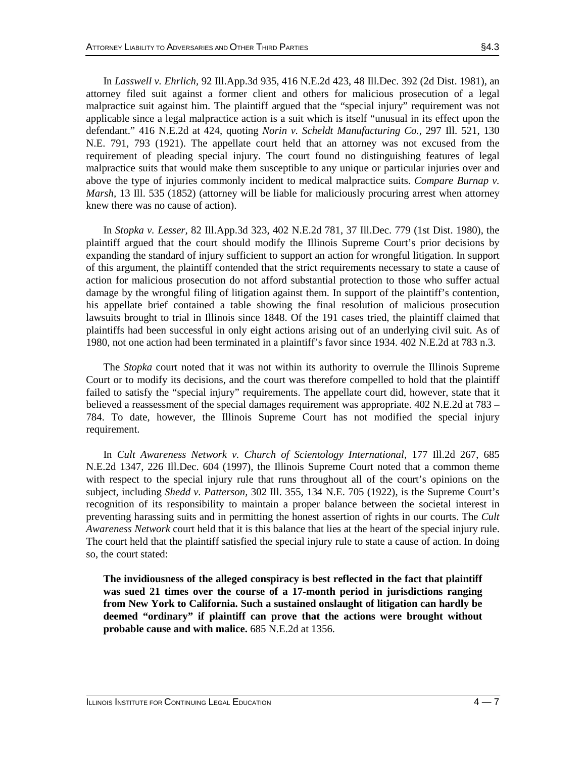In *Lasswell v. Ehrlich,* 92 Ill.App.3d 935, 416 N.E.2d 423, 48 Ill.Dec. 392 (2d Dist. 1981), an attorney filed suit against a former client and others for malicious prosecution of a legal malpractice suit against him. The plaintiff argued that the "special injury" requirement was not applicable since a legal malpractice action is a suit which is itself "unusual in its effect upon the defendant." 416 N.E.2d at 424, quoting *Norin v. Scheldt Manufacturing Co.,* 297 Ill. 521, 130 N.E. 791, 793 (1921). The appellate court held that an attorney was not excused from the requirement of pleading special injury. The court found no distinguishing features of legal malpractice suits that would make them susceptible to any unique or particular injuries over and above the type of injuries commonly incident to medical malpractice suits. *Compare Burnap v. Marsh,* 13 Ill. 535 (1852) (attorney will be liable for maliciously procuring arrest when attorney knew there was no cause of action).

In *Stopka v. Lesser,* 82 Ill.App.3d 323, 402 N.E.2d 781, 37 Ill.Dec. 779 (1st Dist. 1980), the plaintiff argued that the court should modify the Illinois Supreme Court's prior decisions by expanding the standard of injury sufficient to support an action for wrongful litigation. In support of this argument, the plaintiff contended that the strict requirements necessary to state a cause of action for malicious prosecution do not afford substantial protection to those who suffer actual damage by the wrongful filing of litigation against them. In support of the plaintiff's contention, his appellate brief contained a table showing the final resolution of malicious prosecution lawsuits brought to trial in Illinois since 1848. Of the 191 cases tried, the plaintiff claimed that plaintiffs had been successful in only eight actions arising out of an underlying civil suit. As of 1980, not one action had been terminated in a plaintiff's favor since 1934. 402 N.E.2d at 783 n.3.

The *Stopka* court noted that it was not within its authority to overrule the Illinois Supreme Court or to modify its decisions, and the court was therefore compelled to hold that the plaintiff failed to satisfy the "special injury" requirements. The appellate court did, however, state that it believed a reassessment of the special damages requirement was appropriate. 402 N.E.2d at 783 – 784. To date, however, the Illinois Supreme Court has not modified the special injury requirement.

In *Cult Awareness Network v. Church of Scientology International,* 177 Ill.2d 267, 685 N.E.2d 1347, 226 Ill.Dec. 604 (1997), the Illinois Supreme Court noted that a common theme with respect to the special injury rule that runs throughout all of the court's opinions on the subject, including *Shedd v. Patterson,* 302 Ill. 355, 134 N.E. 705 (1922), is the Supreme Court's recognition of its responsibility to maintain a proper balance between the societal interest in preventing harassing suits and in permitting the honest assertion of rights in our courts. The *Cult Awareness Network* court held that it is this balance that lies at the heart of the special injury rule. The court held that the plaintiff satisfied the special injury rule to state a cause of action. In doing so, the court stated:

> **The invidiousness of the alleged conspiracy is best reflected in the fact that plaintiff was sued 21 times over the course of a 17-month period in jurisdictions ranging from New York to California. Such a sustained onslaught of litigation can hardly be deemed "ordinary" if plaintiff can prove that the actions were brought without probable cause and with malice.** 685 N.E.2d at 1356.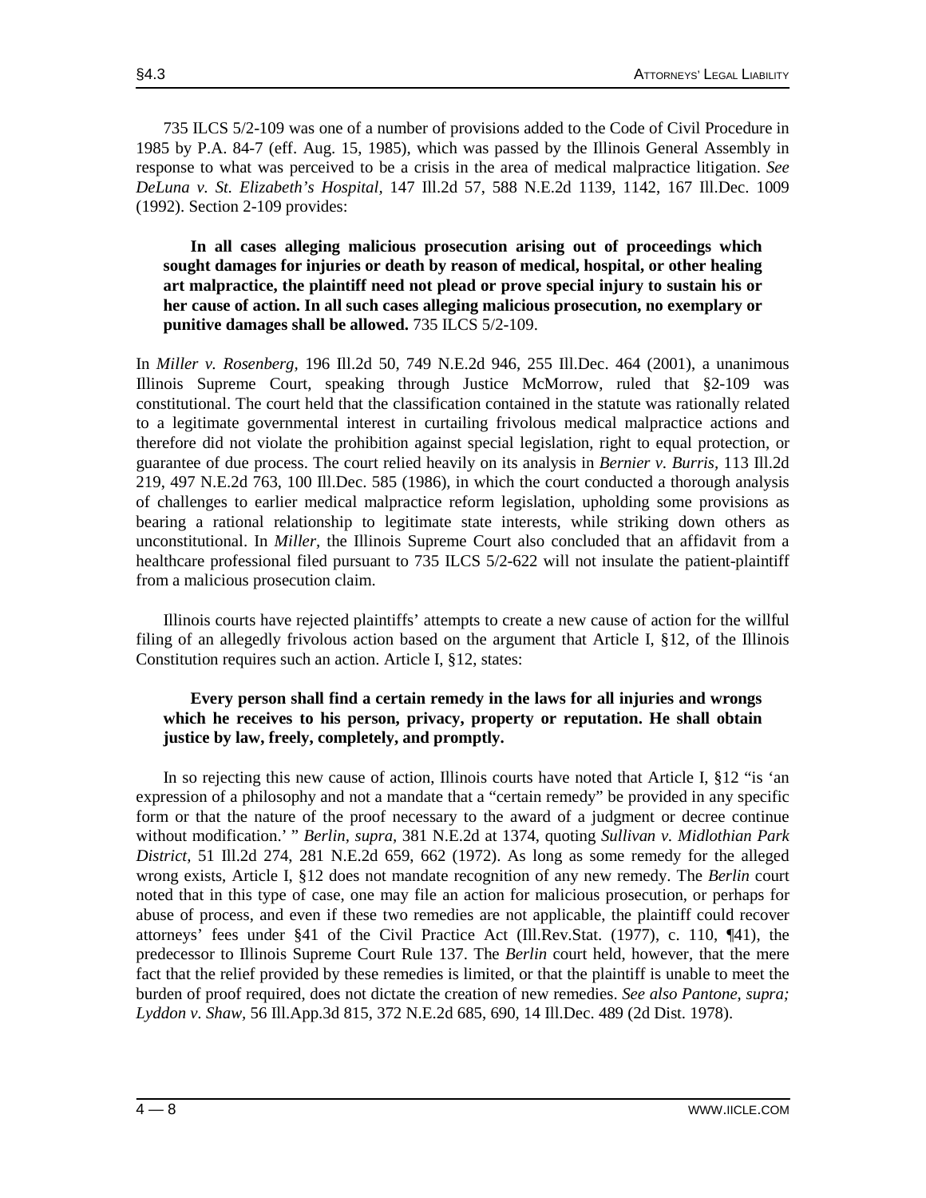735 ILCS 5/2-109 was one of a number of provisions added to the Code of Civil Procedure in 1985 by P.A. 84-7 (eff. Aug. 15, 1985), which was passed by the Illinois General Assembly in response to what was perceived to be a crisis in the area of medical malpractice litigation. *See DeLuna v. St. Elizabeth's Hospital*, 147 Ill.2d 57, 588 N.E.2d 1139, 1142, 167 Ill.Dec. 1009 (1992). Section 2-109 provides:

> **In all cases alleging malicious prosecution arising out of proceedings which sought damages for injuries or death by reason of medical, hospital, or other healing art malpractice, the plaintiff need not plead or prove special injury to sustain his or her cause of action. In all such cases alleging malicious prosecution, no exemplary or punitive damages shall be allowed.** 735 ILCS 5/2-109.

In *Miller v. Rosenberg*, 196 Ill.2d 50, 749 N.E.2d 946, 255 Ill.Dec. 464 (2001), a unanimous Illinois Supreme Court, speaking through Justice McMorrow, ruled that §2-109 was constitutional. The court held that the classification contained in the statute was rationally related to a legitimate governmental interest in curtailing frivolous medical malpractice actions and therefore did not violate the prohibition against special legislation, right to equal protection, or guarantee of due process. The court relied heavily on its analysis in *Bernier v. Burris*, 113 Ill.2d 219, 497 N.E.2d 763, 100 Ill.Dec. 585 (1986), in which the court conducted a thorough analysis of challenges to earlier medical malpractice reform legislation, upholding some provisions as bearing a rational relationship to legitimate state interests, while striking down others as unconstitutional. In *Miller*, the Illinois Supreme Court also concluded that an affidavit from a healthcare professional filed pursuant to 735 ILCS 5/2-622 will not insulate the patient-plaintiff from a malicious prosecution claim.

Illinois courts have rejected plaintiffs' attempts to create a new cause of action for the willful filing of an allegedly frivolous action based on the argument that Article I, §12, of the Illinois Constitution requires such an action. Article I, §12, states:

> **Every person shall find a certain remedy in the laws for all injuries and wrongs which he receives to his person, privacy, property or reputation. He shall obtain justice by law, freely, completely, and promptly.**

In so rejecting this new cause of action, Illinois courts have noted that Article I, §12 "is 'an expression of a philosophy and not a mandate that a "certain remedy" be provided in any specific form or that the nature of the proof necessary to the award of a judgment or decree continue without modification.' " *Berlin, supra*, 381 N.E.2d at 1374, quoting *Sullivan v. Midlothian Park District*, 51 Ill.2d 274, 281 N.E.2d 659, 662 (1972). As long as some remedy for the alleged wrong exists, Article I, §12 does not mandate recognition of any new remedy. The *Berlin* court noted that in this type of case, one may file an action for malicious prosecution, or perhaps for abuse of process, and even if these two remedies are not applicable, the plaintiff could recover attorneys' fees under §41 of the Civil Practice Act (Ill.Rev.Stat. (1977), c. 110, ¶41), the predecessor to Illinois Supreme Court Rule 137. The *Berlin* court held, however, that the mere fact that the relief provided by these remedies is limited, or that the plaintiff is unable to meet the burden of proof required, does not dictate the creation of new remedies. *See also Pantone, supra; Lyddon v. Shaw*, 56 Ill.App.3d 815, 372 N.E.2d 685, 690, 14 Ill.Dec. 489 (2d Dist. 1978).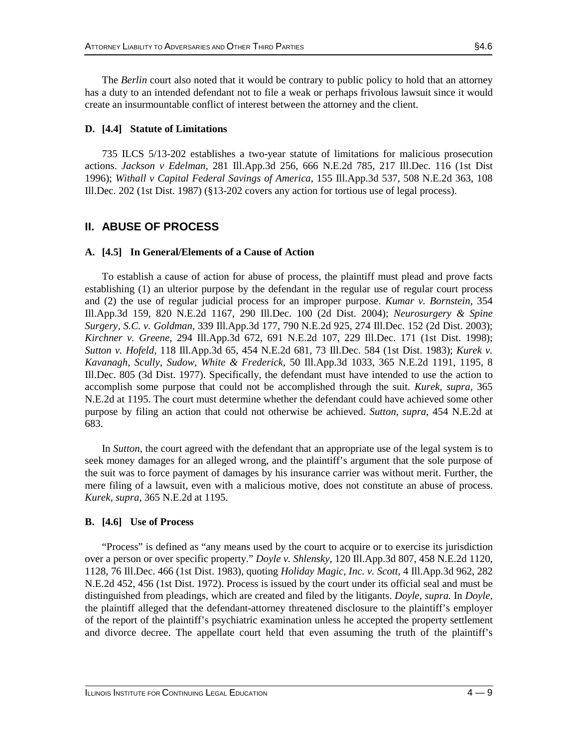The *Berlin* court also noted that it would be contrary to public policy to hold that an attorney has a duty to an intended defendant not to file a weak or perhaps frivolous lawsuit since it would create an insurmountable conflict of interest between the attorney and the client.

### D. [4.4] Statute of Limitations

735 ILCS 5/13-202 establishes a two-year statute of limitations for malicious prosecution actions. *Jackson v Edelman,* 281 Ill.App.3d 256, 666 N.E.2d 785, 217 Ill.Dec. 116 (1st Dist 1996); *Withall v Capital Federal Savings of America,* 155 Ill.App.3d 537, 508 N.E.2d 363, 108 Ill.Dec. 202 (1st Dist. 1987) (§13-202 covers any action for tortious use of legal process).

## II. ABUSE OF PROCESS

### A. [4.5] In General/Elements of a Cause of Action

To establish a cause of action for abuse of process, the plaintiff must plead and prove facts establishing (1) an ulterior purpose by the defendant in the regular use of regular court process and (2) the use of regular judicial process for an improper purpose. *Kumar v. Bornstein,* 354 Ill.App.3d 159, 820 N.E.2d 1167, 290 Ill.Dec. 100 (2d Dist. 2004); *Neurosurgery & Spine Surgery, S.C. v. Goldman,* 339 Ill.App.3d 177, 790 N.E.2d 925, 274 Ill.Dec. 152 (2d Dist. 2003); *Kirchner v. Greene,* 294 Ill.App.3d 672, 691 N.E.2d 107, 229 Ill.Dec. 171 (1st Dist. 1998); *Sutton v. Hofeld,* 118 Ill.App.3d 65, 454 N.E.2d 681, 73 Ill.Dec. 584 (1st Dist. 1983); *Kurek v. Kavanagh, Scully, Sudow, White & Frederick,* 50 Ill.App.3d 1033, 365 N.E.2d 1191, 1195, 8 Ill.Dec. 805 (3d Dist. 1977). Specifically, the defendant must have intended to use the action to accomplish some purpose that could not be accomplished through the suit. *Kurek, supra,* 365 N.E.2d at 1195. The court must determine whether the defendant could have achieved some other purpose by filing an action that could not otherwise be achieved. *Sutton, supra,* 454 N.E.2d at 683.

In *Sutton,* the court agreed with the defendant that an appropriate use of the legal system is to seek money damages for an alleged wrong, and the plaintiff's argument that the sole purpose of the suit was to force payment of damages by his insurance carrier was without merit. Further, the mere filing of a lawsuit, even with a malicious motive, does not constitute an abuse of process. *Kurek, supra,* 365 N.E.2d at 1195.

### B. [4.6] Use of Process

"Process" is defined as "any means used by the court to acquire or to exercise its jurisdiction over a person or over specific property." *Doyle v. Shlensky,* 120 Ill.App.3d 807, 458 N.E.2d 1120, 1128, 76 Ill.Dec. 466 (1st Dist. 1983), quoting *Holiday Magic, Inc. v. Scott,* 4 Ill.App.3d 962, 282 N.E.2d 452, 456 (1st Dist. 1972). Process is issued by the court under its official seal and must be distinguished from pleadings, which are created and filed by the litigants. *Doyle, supra.* In *Doyle,* the plaintiff alleged that the defendant-attorney threatened disclosure to the plaintiff's employer of the report of the plaintiff's psychiatric examination unless he accepted the property settlement and divorce decree. The appellate court held that even assuming the truth of the plaintiff's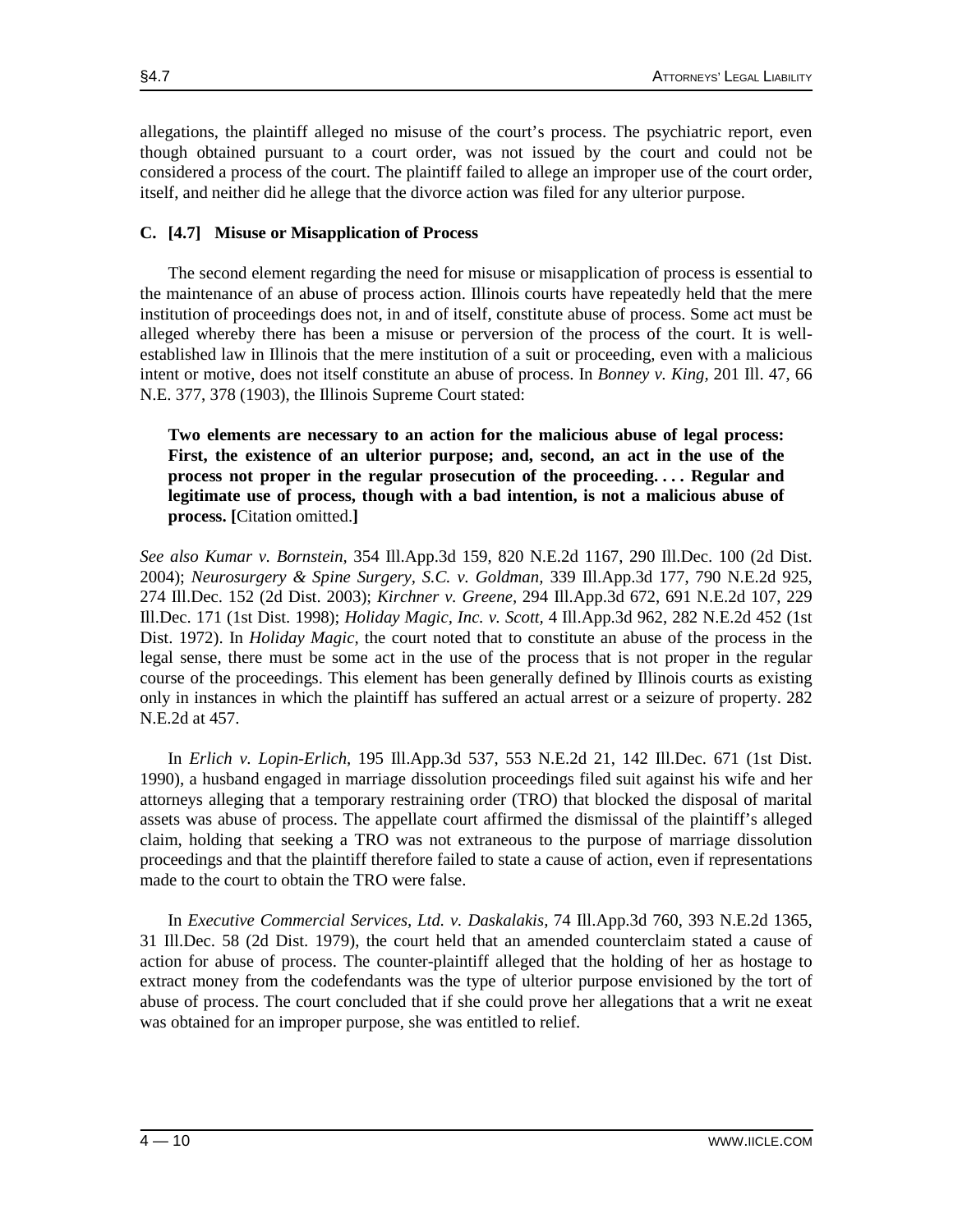allegations, the plaintiff alleged no misuse of the court's process. The psychiatric report, even though obtained pursuant to a court order, was not issued by the court and could not be considered a process of the court. The plaintiff failed to allege an improper use of the court order, itself, and neither did he allege that the divorce action was filed for any ulterior purpose.

### C. [4.7] Misuse or Misapplication of Process

The second element regarding the need for misuse or misapplication of process is essential to the maintenance of an abuse of process action. Illinois courts have repeatedly held that the mere institution of proceedings does not, in and of itself, constitute abuse of process. Some act must be alleged whereby there has been a misuse or perversion of the process of the court. It is well-established law in Illinois that the mere institution of a suit or proceeding, even with a malicious intent or motive, does not itself constitute an abuse of process. In *Bonney v. King,* 201 Ill. 47, 66 N.E. 377, 378 (1903), the Illinois Supreme Court stated:

> **Two elements are necessary to an action for the malicious abuse of legal process: First, the existence of an ulterior purpose; and, second, an act in the use of the process not proper in the regular prosecution of the proceeding. . . . Regular and legitimate use of process, though with a bad intention, is not a malicious abuse of process. [**Citation omitted.**]**

*See also Kumar v. Bornstein,* 354 Ill.App.3d 159, 820 N.E.2d 1167, 290 Ill.Dec. 100 (2d Dist. 2004); *Neurosurgery & Spine Surgery, S.C. v. Goldman,* 339 Ill.App.3d 177, 790 N.E.2d 925, 274 Ill.Dec. 152 (2d Dist. 2003); *Kirchner v. Greene,* 294 Ill.App.3d 672, 691 N.E.2d 107, 229 Ill.Dec. 171 (1st Dist. 1998); *Holiday Magic, Inc. v. Scott,* 4 Ill.App.3d 962, 282 N.E.2d 452 (1st Dist. 1972). In *Holiday Magic,* the court noted that to constitute an abuse of the process in the legal sense, there must be some act in the use of the process that is not proper in the regular course of the proceedings. This element has been generally defined by Illinois courts as existing only in instances in which the plaintiff has suffered an actual arrest or a seizure of property. 282 N.E.2d at 457.

In *Erlich v. Lopin-Erlich,* 195 Ill.App.3d 537, 553 N.E.2d 21, 142 Ill.Dec. 671 (1st Dist. 1990), a husband engaged in marriage dissolution proceedings filed suit against his wife and her attorneys alleging that a temporary restraining order (TRO) that blocked the disposal of marital assets was abuse of process. The appellate court affirmed the dismissal of the plaintiff's alleged claim, holding that seeking a TRO was not extraneous to the purpose of marriage dissolution proceedings and that the plaintiff therefore failed to state a cause of action, even if representations made to the court to obtain the TRO were false.

In *Executive Commercial Services, Ltd. v. Daskalakis,* 74 Ill.App.3d 760, 393 N.E.2d 1365, 31 Ill.Dec. 58 (2d Dist. 1979), the court held that an amended counterclaim stated a cause of action for abuse of process. The counter-plaintiff alleged that the holding of her as hostage to extract money from the codefendants was the type of ulterior purpose envisioned by the tort of abuse of process. The court concluded that if she could prove her allegations that a writ ne exeat was obtained for an improper purpose, she was entitled to relief.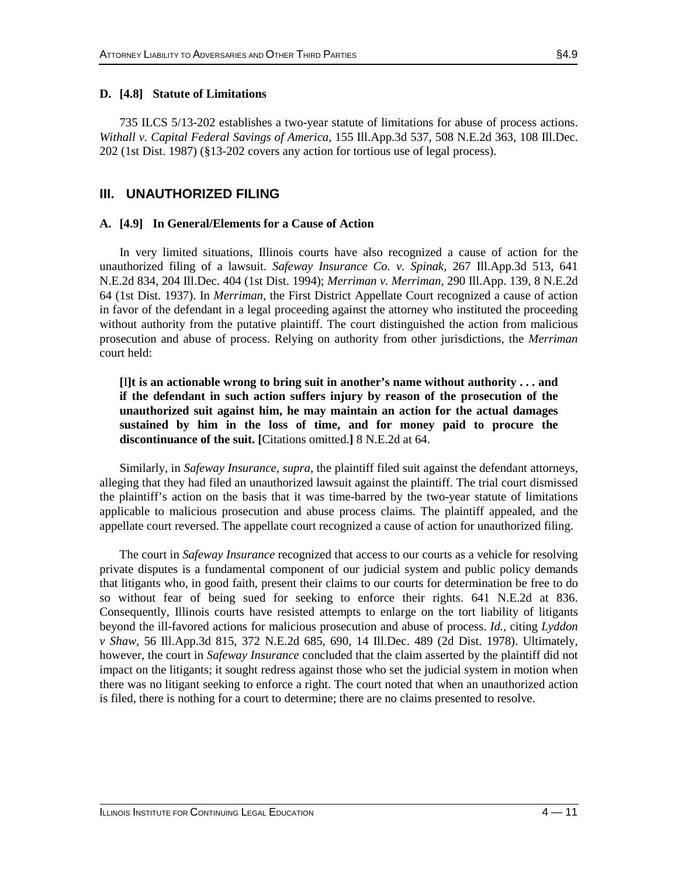### D. [4.8] Statute of Limitations

735 ILCS 5/13-202 establishes a two-year statute of limitations for abuse of process actions. *Withall v. Capital Federal Savings of America,* 155 Ill.App.3d 537, 508 N.E.2d 363, 108 Ill.Dec. 202 (1st Dist. 1987) (§13-202 covers any action for tortious use of legal process).

## III. UNAUTHORIZED FILING

### A. [4.9] In General/Elements for a Cause of Action

In very limited situations, Illinois courts have also recognized a cause of action for the unauthorized filing of a lawsuit. *Safeway Insurance Co. v. Spinak,* 267 Ill.App.3d 513, 641 N.E.2d 834, 204 Ill.Dec. 404 (1st Dist. 1994); *Merriman v. Merriman,* 290 Ill.App. 139, 8 N.E.2d 64 (1st Dist. 1937). In *Merriman,* the First District Appellate Court recognized a cause of action in favor of the defendant in a legal proceeding against the attorney who instituted the proceeding without authority from the putative plaintiff. The court distinguished the action from malicious prosecution and abuse of process. Relying on authority from other jurisdictions, the *Merriman* court held:

> **[**I**]t is an actionable wrong to bring suit in another's name without authority . . . and if the defendant in such action suffers injury by reason of the prosecution of the unauthorized suit against him, he may maintain an action for the actual damages sustained by him in the loss of time, and for money paid to procure the discontinuance of the suit. [**Citations omitted.**]** 8 N.E.2d at 64.

Similarly, in *Safeway Insurance, supra,* the plaintiff filed suit against the defendant attorneys, alleging that they had filed an unauthorized lawsuit against the plaintiff. The trial court dismissed the plaintiff's action on the basis that it was time-barred by the two-year statute of limitations applicable to malicious prosecution and abuse process claims. The plaintiff appealed, and the appellate court reversed. The appellate court recognized a cause of action for unauthorized filing.

The court in *Safeway Insurance* recognized that access to our courts as a vehicle for resolving private disputes is a fundamental component of our judicial system and public policy demands that litigants who, in good faith, present their claims to our courts for determination be free to do so without fear of being sued for seeking to enforce their rights. 641 N.E.2d at 836. Consequently, Illinois courts have resisted attempts to enlarge on the tort liability of litigants beyond the ill-favored actions for malicious prosecution and abuse of process. *Id.,* citing *Lyddon v Shaw,* 56 Ill.App.3d 815, 372 N.E.2d 685, 690, 14 Ill.Dec. 489 (2d Dist. 1978). Ultimately, however, the court in *Safeway Insurance* concluded that the claim asserted by the plaintiff did not impact on the litigants; it sought redress against those who set the judicial system in motion when there was no litigant seeking to enforce a right. The court noted that when an unauthorized action is filed, there is nothing for a court to determine; there are no claims presented to resolve.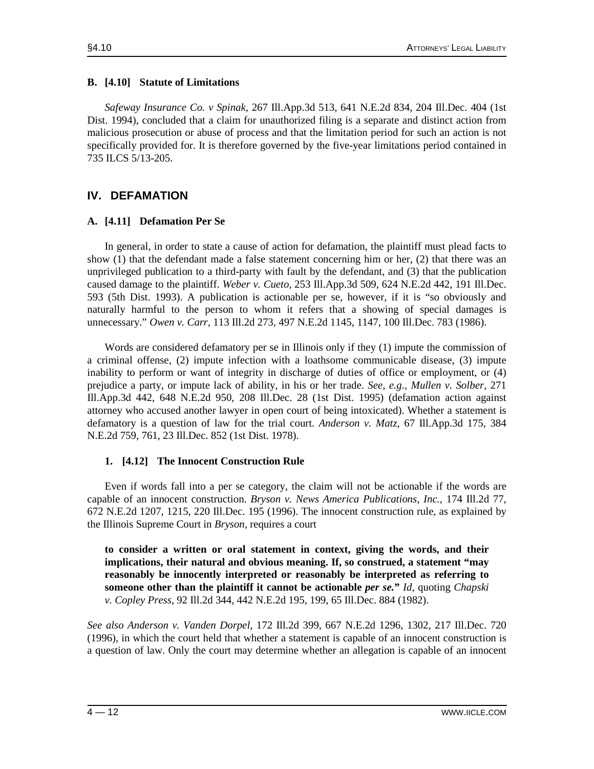### B. [4.10] Statute of Limitations

*Safeway Insurance Co. v Spinak,* 267 Ill.App.3d 513, 641 N.E.2d 834, 204 Ill.Dec. 404 (1st Dist. 1994), concluded that a claim for unauthorized filing is a separate and distinct action from malicious prosecution or abuse of process and that the limitation period for such an action is not specifically provided for. It is therefore governed by the five-year limitations period contained in 735 ILCS 5/13-205.

## IV. DEFAMATION

### A. [4.11] Defamation Per Se

In general, in order to state a cause of action for defamation, the plaintiff must plead facts to show (1) that the defendant made a false statement concerning him or her, (2) that there was an unprivileged publication to a third-party with fault by the defendant, and (3) that the publication caused damage to the plaintiff. *Weber v. Cueto,* 253 Ill.App.3d 509, 624 N.E.2d 442, 191 Ill.Dec. 593 (5th Dist. 1993). A publication is actionable per se, however, if it is "so obviously and naturally harmful to the person to whom it refers that a showing of special damages is unnecessary." *Owen v. Carr,* 113 Ill.2d 273, 497 N.E.2d 1145, 1147, 100 Ill.Dec. 783 (1986).

Words are considered defamatory per se in Illinois only if they (1) impute the commission of a criminal offense, (2) impute infection with a loathsome communicable disease, (3) impute inability to perform or want of integrity in discharge of duties of office or employment, or (4) prejudice a party, or impute lack of ability, in his or her trade. *See, e.g., Mullen v. Solber,* 271 Ill.App.3d 442, 648 N.E.2d 950, 208 Ill.Dec. 28 (1st Dist. 1995) (defamation action against attorney who accused another lawyer in open court of being intoxicated). Whether a statement is defamatory is a question of law for the trial court. *Anderson v. Matz,* 67 Ill.App.3d 175, 384 N.E.2d 759, 761, 23 Ill.Dec. 852 (1st Dist. 1978).

#### 1. [4.12] The Innocent Construction Rule

Even if words fall into a per se category, the claim will not be actionable if the words are capable of an innocent construction. *Bryson v. News America Publications, Inc.,* 174 Ill.2d 77, 672 N.E.2d 1207, 1215, 220 Ill.Dec. 195 (1996). The innocent construction rule, as explained by the Illinois Supreme Court in *Bryson,* requires a court

> **to consider a written or oral statement in context, giving the words, and their implications, their natural and obvious meaning. If, so construed, a statement "may reasonably be innocently interpreted or reasonably be interpreted as referring to someone other than the plaintiff it cannot be actionable *per se.*"** *Id,* quoting *Chapski v. Copley Press,* 92 Ill.2d 344, 442 N.E.2d 195, 199, 65 Ill.Dec. 884 (1982).

*See also Anderson v. Vanden Dorpel,* 172 Ill.2d 399, 667 N.E.2d 1296, 1302, 217 Ill.Dec. 720 (1996), in which the court held that whether a statement is capable of an innocent construction is a question of law. Only the court may determine whether an allegation is capable of an innocent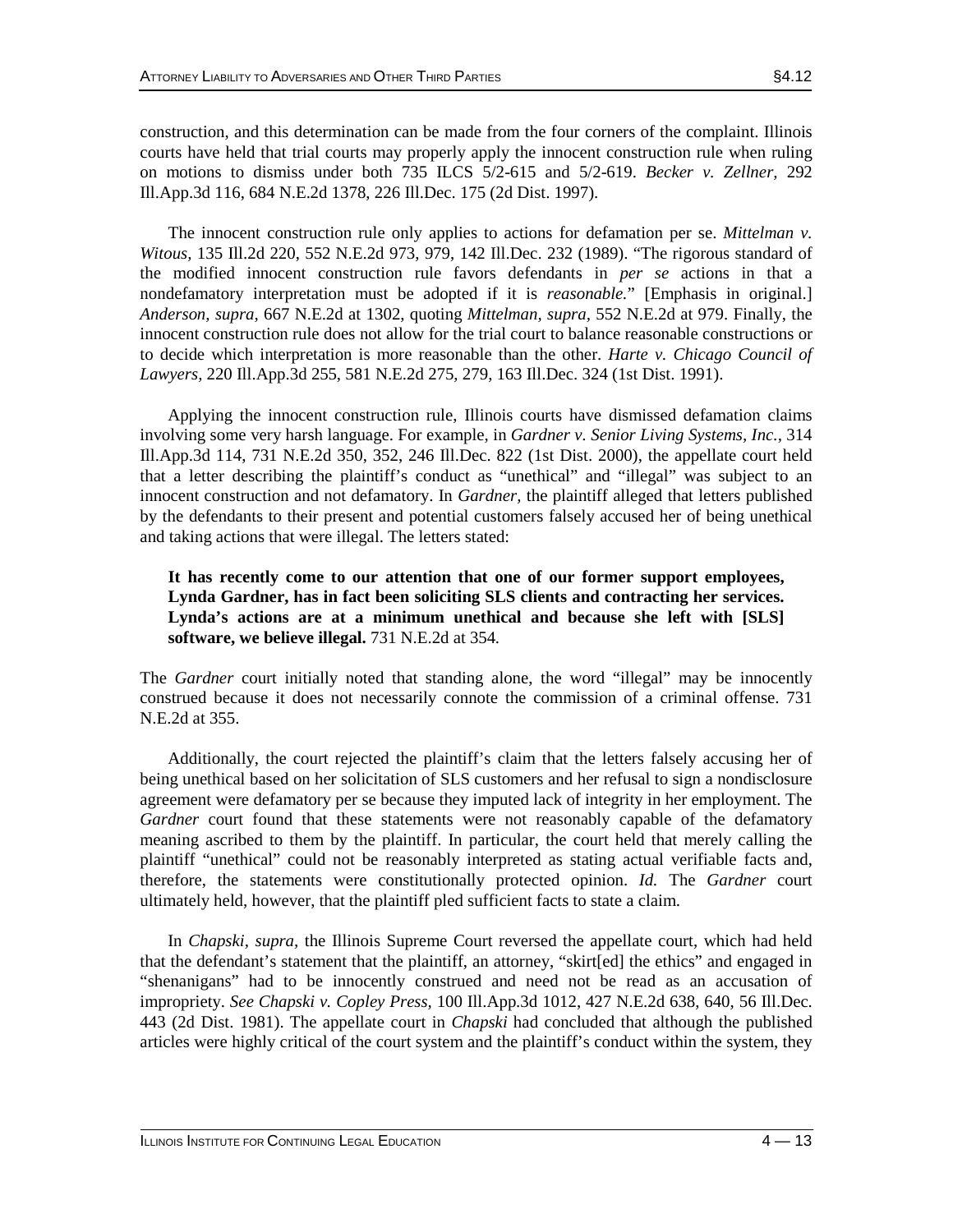construction, and this determination can be made from the four corners of the complaint. Illinois courts have held that trial courts may properly apply the innocent construction rule when ruling on motions to dismiss under both 735 ILCS 5/2-615 and 5/2-619. *Becker v. Zellner,* 292 Ill.App.3d 116, 684 N.E.2d 1378, 226 Ill.Dec. 175 (2d Dist. 1997).

The innocent construction rule only applies to actions for defamation per se. *Mittelman v. Witous,* 135 Ill.2d 220, 552 N.E.2d 973, 979, 142 Ill.Dec. 232 (1989). "The rigorous standard of the modified innocent construction rule favors defendants in *per se* actions in that a nondefamatory interpretation must be adopted if it is *reasonable.*" [Emphasis in original.] *Anderson, supra,* 667 N.E.2d at 1302, quoting *Mittelman, supra,* 552 N.E.2d at 979. Finally, the innocent construction rule does not allow for the trial court to balance reasonable constructions or to decide which interpretation is more reasonable than the other. *Harte v. Chicago Council of Lawyers,* 220 Ill.App.3d 255, 581 N.E.2d 275, 279, 163 Ill.Dec. 324 (1st Dist. 1991).

Applying the innocent construction rule, Illinois courts have dismissed defamation claims involving some very harsh language. For example, in *Gardner v. Senior Living Systems, Inc.,* 314 Ill.App.3d 114, 731 N.E.2d 350, 352, 246 Ill.Dec. 822 (1st Dist. 2000), the appellate court held that a letter describing the plaintiff's conduct as "unethical" and "illegal" was subject to an innocent construction and not defamatory. In *Gardner,* the plaintiff alleged that letters published by the defendants to their present and potential customers falsely accused her of being unethical and taking actions that were illegal. The letters stated:

> **It has recently come to our attention that one of our former support employees, Lynda Gardner, has in fact been soliciting SLS clients and contracting her services. Lynda's actions are at a minimum unethical and because she left with [SLS] software, we believe illegal.** 731 N.E.2d at 354.

The *Gardner* court initially noted that standing alone, the word "illegal" may be innocently construed because it does not necessarily connote the commission of a criminal offense. 731 N.E.2d at 355.

Additionally, the court rejected the plaintiff's claim that the letters falsely accusing her of being unethical based on her solicitation of SLS customers and her refusal to sign a nondisclosure agreement were defamatory per se because they imputed lack of integrity in her employment. The *Gardner* court found that these statements were not reasonably capable of the defamatory meaning ascribed to them by the plaintiff. In particular, the court held that merely calling the plaintiff "unethical" could not be reasonably interpreted as stating actual verifiable facts and, therefore, the statements were constitutionally protected opinion. *Id.* The *Gardner* court ultimately held, however, that the plaintiff pled sufficient facts to state a claim.

In *Chapski, supra,* the Illinois Supreme Court reversed the appellate court, which had held that the defendant's statement that the plaintiff, an attorney, "skirt[ed] the ethics" and engaged in "shenanigans" had to be innocently construed and need not be read as an accusation of impropriety. *See Chapski v. Copley Press,* 100 Ill.App.3d 1012, 427 N.E.2d 638, 640, 56 Ill.Dec. 443 (2d Dist. 1981). The appellate court in *Chapski* had concluded that although the published articles were highly critical of the court system and the plaintiff's conduct within the system, they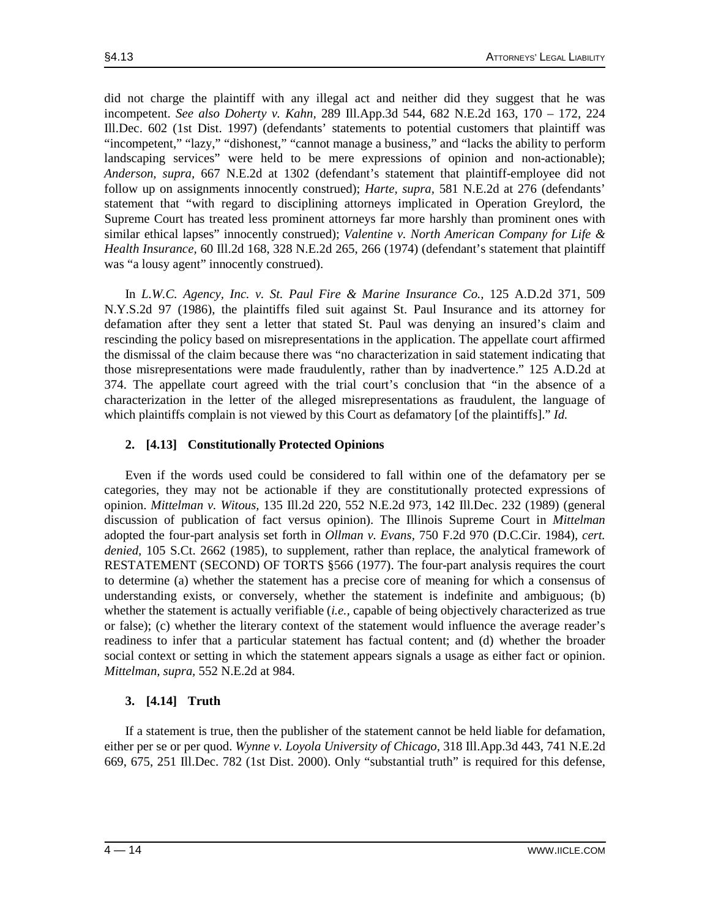did not charge the plaintiff with any illegal act and neither did they suggest that he was incompetent. *See also Doherty v. Kahn,* 289 Ill.App.3d 544, 682 N.E.2d 163, 170 – 172, 224 Ill.Dec. 602 (1st Dist. 1997) (defendants' statements to potential customers that plaintiff was "incompetent," "lazy," "dishonest," "cannot manage a business," and "lacks the ability to perform landscaping services" were held to be mere expressions of opinion and non-actionable); *Anderson, supra,* 667 N.E.2d at 1302 (defendant's statement that plaintiff-employee did not follow up on assignments innocently construed); *Harte, supra,* 581 N.E.2d at 276 (defendants' statement that "with regard to disciplining attorneys implicated in Operation Greylord, the Supreme Court has treated less prominent attorneys far more harshly than prominent ones with similar ethical lapses" innocently construed); *Valentine v. North American Company for Life & Health Insurance,* 60 Ill.2d 168, 328 N.E.2d 265, 266 (1974) (defendant's statement that plaintiff was "a lousy agent" innocently construed).

In *L.W.C. Agency, Inc. v. St. Paul Fire & Marine Insurance Co.,* 125 A.D.2d 371, 509 N.Y.S.2d 97 (1986), the plaintiffs filed suit against St. Paul Insurance and its attorney for defamation after they sent a letter that stated St. Paul was denying an insured's claim and rescinding the policy based on misrepresentations in the application. The appellate court affirmed the dismissal of the claim because there was "no characterization in said statement indicating that those misrepresentations were made fraudulently, rather than by inadvertence." 125 A.D.2d at 374. The appellate court agreed with the trial court's conclusion that "in the absence of a characterization in the letter of the alleged misrepresentations as fraudulent, the language of which plaintiffs complain is not viewed by this Court as defamatory [of the plaintiffs]." *Id.*

### 2. [4.13] Constitutionally Protected Opinions

Even if the words used could be considered to fall within one of the defamatory per se categories, they may not be actionable if they are constitutionally protected expressions of opinion. *Mittelman v. Witous,* 135 Ill.2d 220, 552 N.E.2d 973, 142 Ill.Dec. 232 (1989) (general discussion of publication of fact versus opinion). The Illinois Supreme Court in *Mittelman* adopted the four-part analysis set forth in *Ollman v. Evans,* 750 F.2d 970 (D.C.Cir. 1984), *cert. denied,* 105 S.Ct. 2662 (1985), to supplement, rather than replace, the analytical framework of RESTATEMENT (SECOND) OF TORTS §566 (1977). The four-part analysis requires the court to determine (a) whether the statement has a precise core of meaning for which a consensus of understanding exists, or conversely, whether the statement is indefinite and ambiguous; (b) whether the statement is actually verifiable (*i.e.,* capable of being objectively characterized as true or false); (c) whether the literary context of the statement would influence the average reader's readiness to infer that a particular statement has factual content; and (d) whether the broader social context or setting in which the statement appears signals a usage as either fact or opinion. *Mittelman, supra,* 552 N.E.2d at 984.

### 3. [4.14] Truth

If a statement is true, then the publisher of the statement cannot be held liable for defamation, either per se or per quod. *Wynne v. Loyola University of Chicago,* 318 Ill.App.3d 443, 741 N.E.2d 669, 675, 251 Ill.Dec. 782 (1st Dist. 2000). Only "substantial truth" is required for this defense,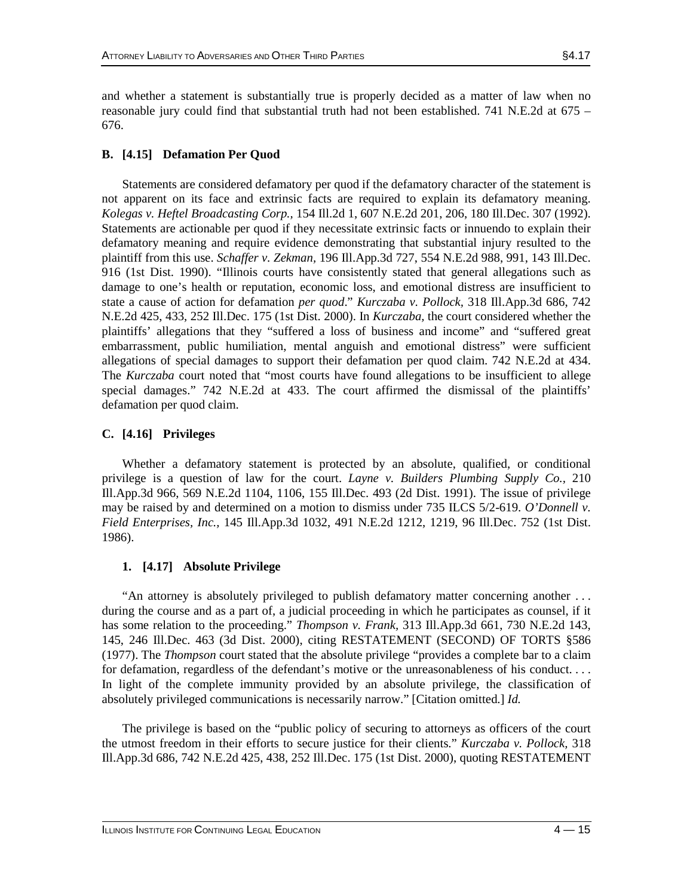and whether a statement is substantially true is properly decided as a matter of law when no reasonable jury could find that substantial truth had not been established. 741 N.E.2d at 675 – 676.

### B. [4.15] Defamation Per Quod

Statements are considered defamatory per quod if the defamatory character of the statement is not apparent on its face and extrinsic facts are required to explain its defamatory meaning. *Kolegas v. Heftel Broadcasting Corp.,* 154 Ill.2d 1, 607 N.E.2d 201, 206, 180 Ill.Dec. 307 (1992). Statements are actionable per quod if they necessitate extrinsic facts or innuendo to explain their defamatory meaning and require evidence demonstrating that substantial injury resulted to the plaintiff from this use. *Schaffer v. Zekman,* 196 Ill.App.3d 727, 554 N.E.2d 988, 991, 143 Ill.Dec. 916 (1st Dist. 1990). "Illinois courts have consistently stated that general allegations such as damage to one's health or reputation, economic loss, and emotional distress are insufficient to state a cause of action for defamation *per quod*." *Kurczaba v. Pollock,* 318 Ill.App.3d 686, 742 N.E.2d 425, 433, 252 Ill.Dec. 175 (1st Dist. 2000). In *Kurczaba,* the court considered whether the plaintiffs' allegations that they "suffered a loss of business and income" and "suffered great embarrassment, public humiliation, mental anguish and emotional distress" were sufficient allegations of special damages to support their defamation per quod claim. 742 N.E.2d at 434. The *Kurczaba* court noted that "most courts have found allegations to be insufficient to allege special damages." 742 N.E.2d at 433. The court affirmed the dismissal of the plaintiffs' defamation per quod claim.

### C. [4.16] Privileges

Whether a defamatory statement is protected by an absolute, qualified, or conditional privilege is a question of law for the court. *Layne v. Builders Plumbing Supply Co.,* 210 Ill.App.3d 966, 569 N.E.2d 1104, 1106, 155 Ill.Dec. 493 (2d Dist. 1991). The issue of privilege may be raised by and determined on a motion to dismiss under 735 ILCS 5/2-619. *O'Donnell v. Field Enterprises, Inc.,* 145 Ill.App.3d 1032, 491 N.E.2d 1212, 1219, 96 Ill.Dec. 752 (1st Dist. 1986).

#### 1. [4.17] Absolute Privilege

"An attorney is absolutely privileged to publish defamatory matter concerning another . . . during the course and as a part of, a judicial proceeding in which he participates as counsel, if it has some relation to the proceeding." *Thompson v. Frank,* 313 Ill.App.3d 661, 730 N.E.2d 143, 145, 246 Ill.Dec. 463 (3d Dist. 2000), citing RESTATEMENT (SECOND) OF TORTS §586 (1977). The *Thompson* court stated that the absolute privilege "provides a complete bar to a claim for defamation, regardless of the defendant's motive or the unreasonableness of his conduct. . . . In light of the complete immunity provided by an absolute privilege, the classification of absolutely privileged communications is necessarily narrow." [Citation omitted.] *Id.*

The privilege is based on the "public policy of securing to attorneys as officers of the court the utmost freedom in their efforts to secure justice for their clients." *Kurczaba v. Pollock,* 318 Ill.App.3d 686, 742 N.E.2d 425, 438, 252 Ill.Dec. 175 (1st Dist. 2000), quoting RESTATEMENT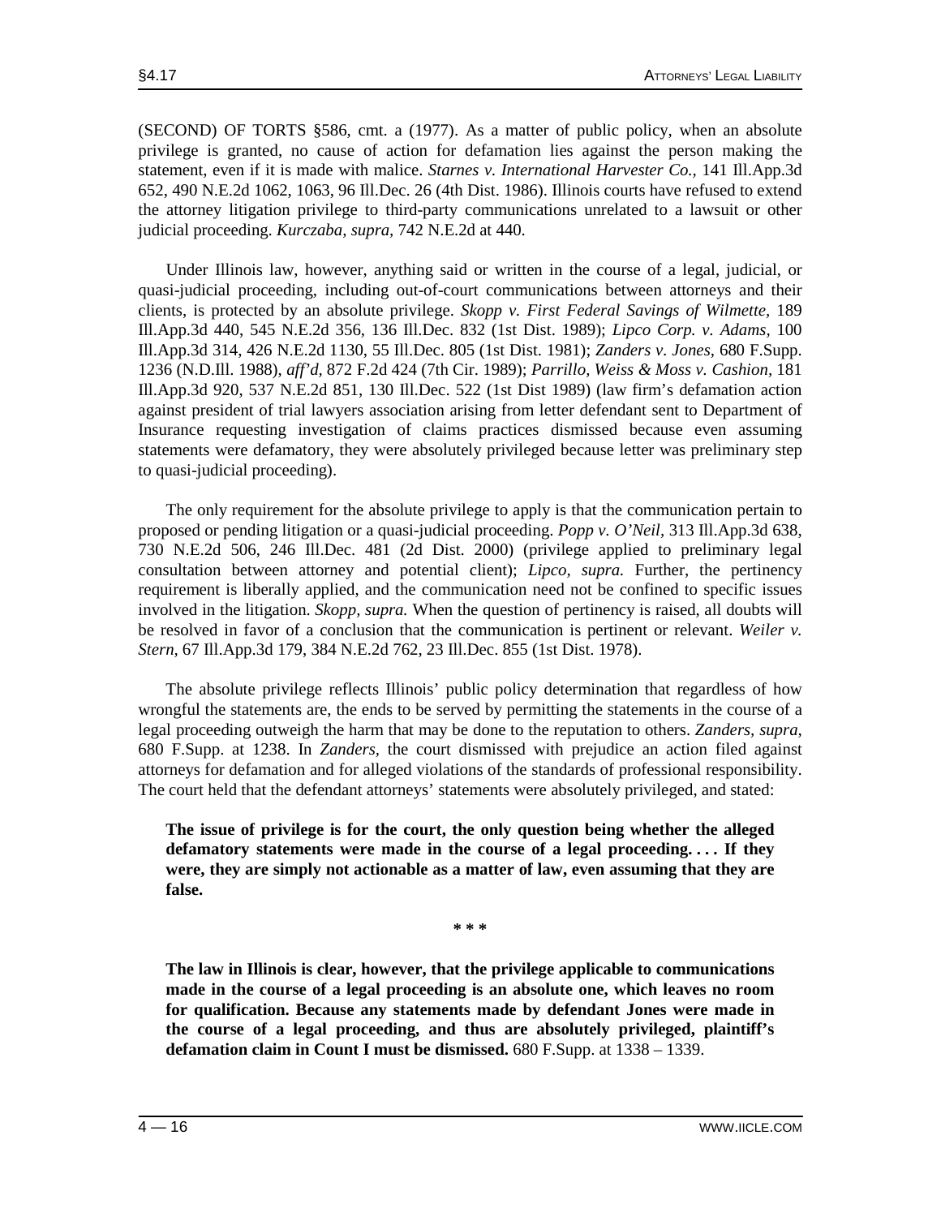(SECOND) OF TORTS §586, cmt. a (1977). As a matter of public policy, when an absolute privilege is granted, no cause of action for defamation lies against the person making the statement, even if it is made with malice. *Starnes v. International Harvester Co.,* 141 Ill.App.3d 652, 490 N.E.2d 1062, 1063, 96 Ill.Dec. 26 (4th Dist. 1986). Illinois courts have refused to extend the attorney litigation privilege to third-party communications unrelated to a lawsuit or other judicial proceeding. *Kurczaba, supra,* 742 N.E.2d at 440.

Under Illinois law, however, anything said or written in the course of a legal, judicial, or quasi-judicial proceeding, including out-of-court communications between attorneys and their clients, is protected by an absolute privilege. *Skopp v. First Federal Savings of Wilmette,* 189 Ill.App.3d 440, 545 N.E.2d 356, 136 Ill.Dec. 832 (1st Dist. 1989); *Lipco Corp. v. Adams,* 100 Ill.App.3d 314, 426 N.E.2d 1130, 55 Ill.Dec. 805 (1st Dist. 1981); *Zanders v. Jones,* 680 F.Supp. 1236 (N.D.Ill. 1988), *aff'd,* 872 F.2d 424 (7th Cir. 1989); *Parrillo, Weiss & Moss v. Cashion,* 181 Ill.App.3d 920, 537 N.E.2d 851, 130 Ill.Dec. 522 (1st Dist 1989) (law firm's defamation action against president of trial lawyers association arising from letter defendant sent to Department of Insurance requesting investigation of claims practices dismissed because even assuming statements were defamatory, they were absolutely privileged because letter was preliminary step to quasi-judicial proceeding).

The only requirement for the absolute privilege to apply is that the communication pertain to proposed or pending litigation or a quasi-judicial proceeding. *Popp v. O'Neil,* 313 Ill.App.3d 638, 730 N.E.2d 506, 246 Ill.Dec. 481 (2d Dist. 2000) (privilege applied to preliminary legal consultation between attorney and potential client); *Lipco, supra.* Further, the pertinency requirement is liberally applied, and the communication need not be confined to specific issues involved in the litigation. *Skopp, supra.* When the question of pertinency is raised, all doubts will be resolved in favor of a conclusion that the communication is pertinent or relevant. *Weiler v. Stern,* 67 Ill.App.3d 179, 384 N.E.2d 762, 23 Ill.Dec. 855 (1st Dist. 1978).

The absolute privilege reflects Illinois' public policy determination that regardless of how wrongful the statements are, the ends to be served by permitting the statements in the course of a legal proceeding outweigh the harm that may be done to the reputation to others. *Zanders, supra,* 680 F.Supp. at 1238. In *Zanders,* the court dismissed with prejudice an action filed against attorneys for defamation and for alleged violations of the standards of professional responsibility. The court held that the defendant attorneys' statements were absolutely privileged, and stated:

> **The issue of privilege is for the court, the only question being whether the alleged defamatory statements were made in the course of a legal proceeding. . . . If they were, they are simply not actionable as a matter of law, even assuming that they are false.**
>
> \* \* \*
>
> **The law in Illinois is clear, however, that the privilege applicable to communications made in the course of a legal proceeding is an absolute one, which leaves no room for qualification. Because any statements made by defendant Jones were made in the course of a legal proceeding, and thus are absolutely privileged, plaintiff's defamation claim in Count I must be dismissed.** 680 F.Supp. at 1338 – 1339.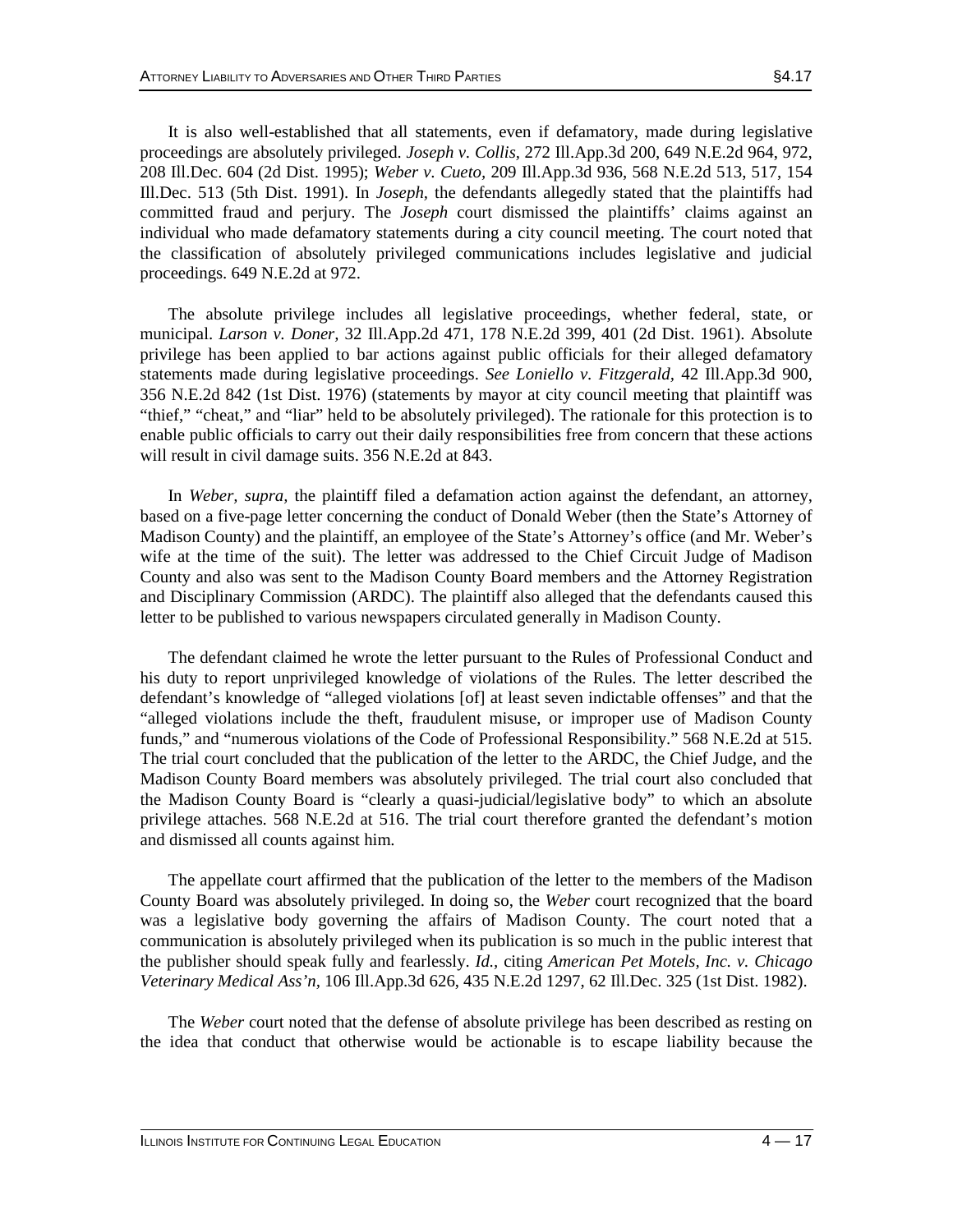It is also well-established that all statements, even if defamatory, made during legislative proceedings are absolutely privileged. *Joseph v. Collis,* 272 Ill.App.3d 200, 649 N.E.2d 964, 972, 208 Ill.Dec. 604 (2d Dist. 1995); *Weber v. Cueto,* 209 Ill.App.3d 936, 568 N.E.2d 513, 517, 154 Ill.Dec. 513 (5th Dist. 1991). In *Joseph,* the defendants allegedly stated that the plaintiffs had committed fraud and perjury. The *Joseph* court dismissed the plaintiffs' claims against an individual who made defamatory statements during a city council meeting. The court noted that the classification of absolutely privileged communications includes legislative and judicial proceedings. 649 N.E.2d at 972.

The absolute privilege includes all legislative proceedings, whether federal, state, or municipal. *Larson v. Doner,* 32 Ill.App.2d 471, 178 N.E.2d 399, 401 (2d Dist. 1961). Absolute privilege has been applied to bar actions against public officials for their alleged defamatory statements made during legislative proceedings. *See Loniello v. Fitzgerald,* 42 Ill.App.3d 900, 356 N.E.2d 842 (1st Dist. 1976) (statements by mayor at city council meeting that plaintiff was "thief," "cheat," and "liar" held to be absolutely privileged). The rationale for this protection is to enable public officials to carry out their daily responsibilities free from concern that these actions will result in civil damage suits. 356 N.E.2d at 843.

In *Weber, supra,* the plaintiff filed a defamation action against the defendant, an attorney, based on a five-page letter concerning the conduct of Donald Weber (then the State's Attorney of Madison County) and the plaintiff, an employee of the State's Attorney's office (and Mr. Weber's wife at the time of the suit). The letter was addressed to the Chief Circuit Judge of Madison County and also was sent to the Madison County Board members and the Attorney Registration and Disciplinary Commission (ARDC). The plaintiff also alleged that the defendants caused this letter to be published to various newspapers circulated generally in Madison County.

The defendant claimed he wrote the letter pursuant to the Rules of Professional Conduct and his duty to report unprivileged knowledge of violations of the Rules. The letter described the defendant's knowledge of "alleged violations [of] at least seven indictable offenses" and that the "alleged violations include the theft, fraudulent misuse, or improper use of Madison County funds," and "numerous violations of the Code of Professional Responsibility." 568 N.E.2d at 515. The trial court concluded that the publication of the letter to the ARDC, the Chief Judge, and the Madison County Board members was absolutely privileged. The trial court also concluded that the Madison County Board is "clearly a quasi-judicial/legislative body" to which an absolute privilege attaches. 568 N.E.2d at 516. The trial court therefore granted the defendant's motion and dismissed all counts against him.

The appellate court affirmed that the publication of the letter to the members of the Madison County Board was absolutely privileged. In doing so, the *Weber* court recognized that the board was a legislative body governing the affairs of Madison County. The court noted that a communication is absolutely privileged when its publication is so much in the public interest that the publisher should speak fully and fearlessly. *Id.,* citing *American Pet Motels, Inc. v. Chicago Veterinary Medical Ass'n,* 106 Ill.App.3d 626, 435 N.E.2d 1297, 62 Ill.Dec. 325 (1st Dist. 1982).

The *Weber* court noted that the defense of absolute privilege has been described as resting on the idea that conduct that otherwise would be actionable is to escape liability because the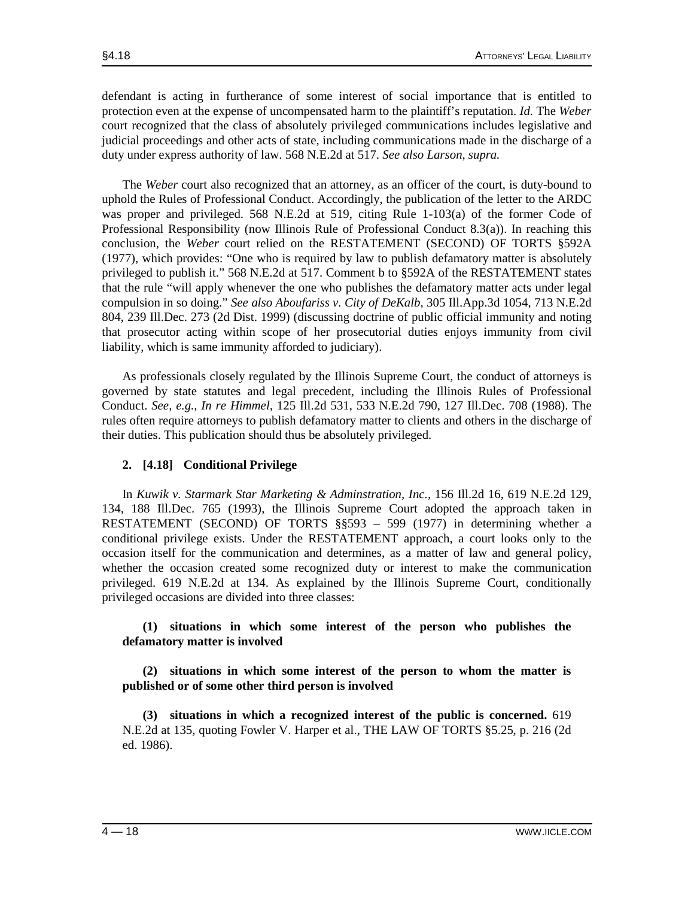defendant is acting in furtherance of some interest of social importance that is entitled to protection even at the expense of uncompensated harm to the plaintiff's reputation. *Id.* The *Weber* court recognized that the class of absolutely privileged communications includes legislative and judicial proceedings and other acts of state, including communications made in the discharge of a duty under express authority of law. 568 N.E.2d at 517. *See also Larson, supra.*

The *Weber* court also recognized that an attorney, as an officer of the court, is duty-bound to uphold the Rules of Professional Conduct. Accordingly, the publication of the letter to the ARDC was proper and privileged. 568 N.E.2d at 519, citing Rule 1-103(a) of the former Code of Professional Responsibility (now Illinois Rule of Professional Conduct 8.3(a)). In reaching this conclusion, the *Weber* court relied on the RESTATEMENT (SECOND) OF TORTS §592A (1977), which provides: "One who is required by law to publish defamatory matter is absolutely privileged to publish it." 568 N.E.2d at 517. Comment b to §592A of the RESTATEMENT states that the rule "will apply whenever the one who publishes the defamatory matter acts under legal compulsion in so doing." *See also Aboufariss v. City of DeKalb,* 305 Ill.App.3d 1054, 713 N.E.2d 804, 239 Ill.Dec. 273 (2d Dist. 1999) (discussing doctrine of public official immunity and noting that prosecutor acting within scope of her prosecutorial duties enjoys immunity from civil liability, which is same immunity afforded to judiciary).

As professionals closely regulated by the Illinois Supreme Court, the conduct of attorneys is governed by state statutes and legal precedent, including the Illinois Rules of Professional Conduct. *See, e.g., In re Himmel*, 125 Ill.2d 531, 533 N.E.2d 790, 127 Ill.Dec. 708 (1988). The rules often require attorneys to publish defamatory matter to clients and others in the discharge of their duties. This publication should thus be absolutely privileged.

### 2. [4.18] Conditional Privilege

In *Kuwik v. Starmark Star Marketing & Adminstration, Inc.,* 156 Ill.2d 16, 619 N.E.2d 129, 134, 188 Ill.Dec. 765 (1993), the Illinois Supreme Court adopted the approach taken in RESTATEMENT (SECOND) OF TORTS §§593 – 599 (1977) in determining whether a conditional privilege exists. Under the RESTATEMENT approach, a court looks only to the occasion itself for the communication and determines, as a matter of law and general policy, whether the occasion created some recognized duty or interest to make the communication privileged. 619 N.E.2d at 134. As explained by the Illinois Supreme Court, conditionally privileged occasions are divided into three classes:

> **(1) situations in which some interest of the person who publishes the defamatory matter is involved**
>
> **(2) situations in which some interest of the person to whom the matter is published or of some other third person is involved**
>
> **(3) situations in which a recognized interest of the public is concerned.** 619 N.E.2d at 135, quoting Fowler V. Harper et al., THE LAW OF TORTS §5.25, p. 216 (2d ed. 1986).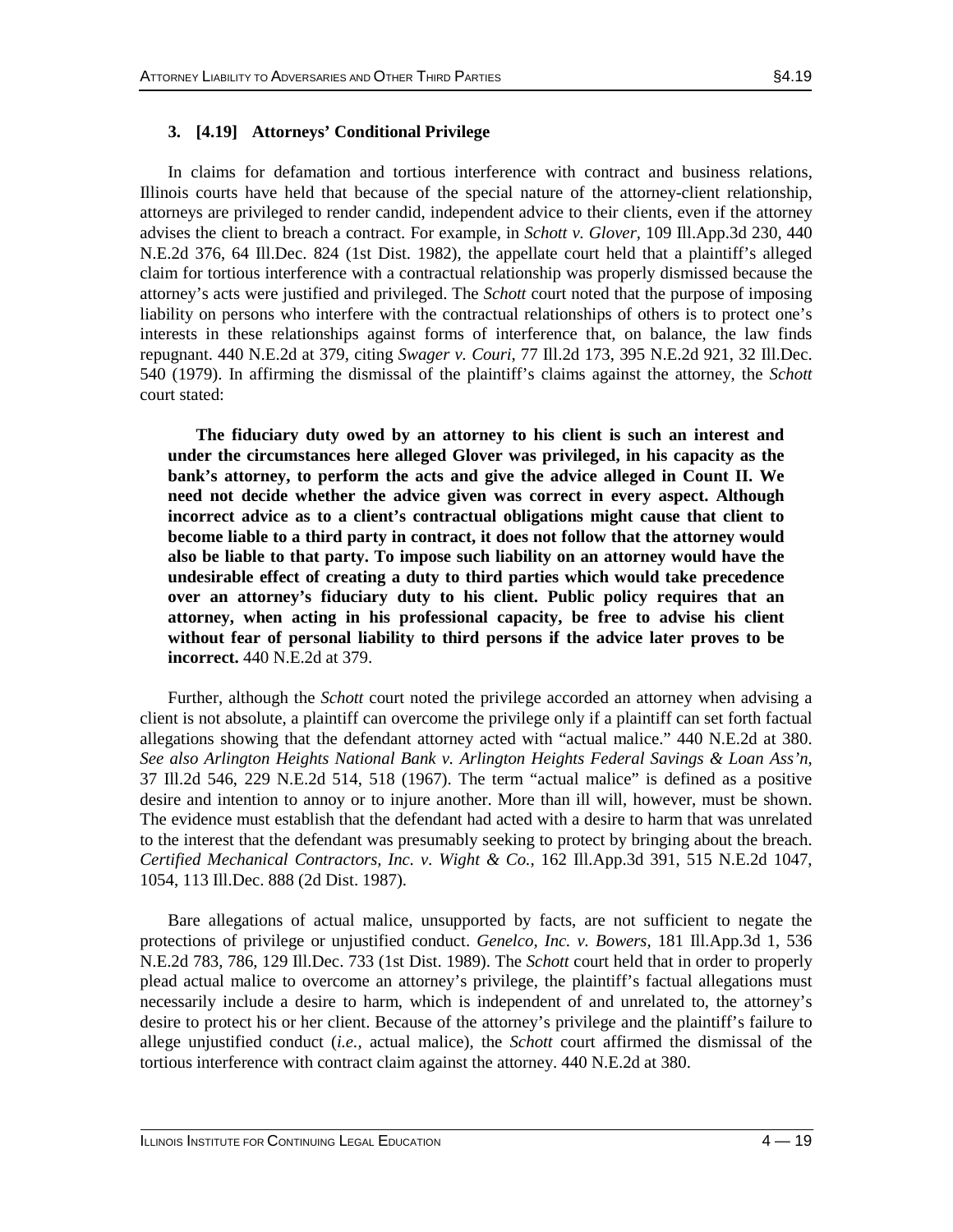### 3. [4.19] Attorneys' Conditional Privilege

In claims for defamation and tortious interference with contract and business relations, Illinois courts have held that because of the special nature of the attorney-client relationship, attorneys are privileged to render candid, independent advice to their clients, even if the attorney advises the client to breach a contract. For example, in *Schott v. Glover,* 109 Ill.App.3d 230, 440 N.E.2d 376, 64 Ill.Dec. 824 (1st Dist. 1982), the appellate court held that a plaintiff's alleged claim for tortious interference with a contractual relationship was properly dismissed because the attorney's acts were justified and privileged. The *Schott* court noted that the purpose of imposing liability on persons who interfere with the contractual relationships of others is to protect one's interests in these relationships against forms of interference that, on balance, the law finds repugnant. 440 N.E.2d at 379, citing *Swager v. Couri,* 77 Ill.2d 173, 395 N.E.2d 921, 32 Ill.Dec. 540 (1979). In affirming the dismissal of the plaintiff's claims against the attorney, the *Schott* court stated:

> **The fiduciary duty owed by an attorney to his client is such an interest and under the circumstances here alleged Glover was privileged, in his capacity as the bank's attorney, to perform the acts and give the advice alleged in Count II. We need not decide whether the advice given was correct in every aspect. Although incorrect advice as to a client's contractual obligations might cause that client to become liable to a third party in contract, it does not follow that the attorney would also be liable to that party. To impose such liability on an attorney would have the undesirable effect of creating a duty to third parties which would take precedence over an attorney's fiduciary duty to his client. Public policy requires that an attorney, when acting in his professional capacity, be free to advise his client without fear of personal liability to third persons if the advice later proves to be incorrect.** 440 N.E.2d at 379.

Further, although the *Schott* court noted the privilege accorded an attorney when advising a client is not absolute, a plaintiff can overcome the privilege only if a plaintiff can set forth factual allegations showing that the defendant attorney acted with "actual malice." 440 N.E.2d at 380. *See also Arlington Heights National Bank v. Arlington Heights Federal Savings & Loan Ass'n,* 37 Ill.2d 546, 229 N.E.2d 514, 518 (1967). The term "actual malice" is defined as a positive desire and intention to annoy or to injure another. More than ill will, however, must be shown. The evidence must establish that the defendant had acted with a desire to harm that was unrelated to the interest that the defendant was presumably seeking to protect by bringing about the breach. *Certified Mechanical Contractors, Inc. v. Wight & Co.,* 162 Ill.App.3d 391, 515 N.E.2d 1047, 1054, 113 Ill.Dec. 888 (2d Dist. 1987).

Bare allegations of actual malice, unsupported by facts, are not sufficient to negate the protections of privilege or unjustified conduct. *Genelco, Inc. v. Bowers,* 181 Ill.App.3d 1, 536 N.E.2d 783, 786, 129 Ill.Dec. 733 (1st Dist. 1989). The *Schott* court held that in order to properly plead actual malice to overcome an attorney's privilege, the plaintiff's factual allegations must necessarily include a desire to harm, which is independent of and unrelated to, the attorney's desire to protect his or her client. Because of the attorney's privilege and the plaintiff's failure to allege unjustified conduct (*i.e.,* actual malice), the *Schott* court affirmed the dismissal of the tortious interference with contract claim against the attorney. 440 N.E.2d at 380.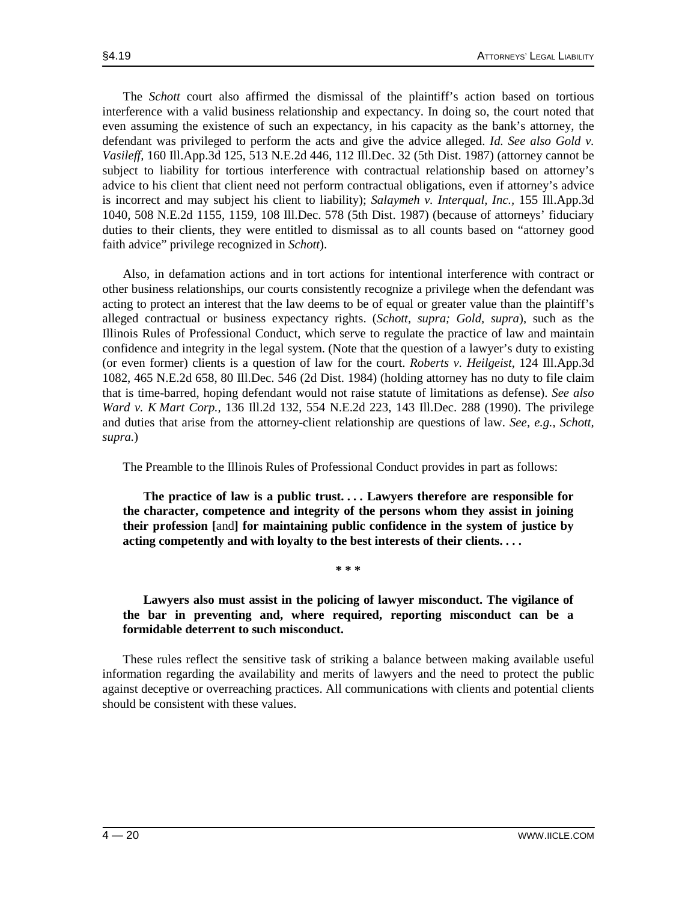The *Schott* court also affirmed the dismissal of the plaintiff's action based on tortious interference with a valid business relationship and expectancy. In doing so, the court noted that even assuming the existence of such an expectancy, in his capacity as the bank's attorney, the defendant was privileged to perform the acts and give the advice alleged. *Id. See also Gold v. Vasileff*, 160 Ill.App.3d 125, 513 N.E.2d 446, 112 Ill.Dec. 32 (5th Dist. 1987) (attorney cannot be subject to liability for tortious interference with contractual relationship based on attorney's advice to his client that client need not perform contractual obligations, even if attorney's advice is incorrect and may subject his client to liability); *Salaymeh v. Interqual, Inc.*, 155 Ill.App.3d 1040, 508 N.E.2d 1155, 1159, 108 Ill.Dec. 578 (5th Dist. 1987) (because of attorneys' fiduciary duties to their clients, they were entitled to dismissal as to all counts based on "attorney good faith advice" privilege recognized in *Schott*).

Also, in defamation actions and in tort actions for intentional interference with contract or other business relationships, our courts consistently recognize a privilege when the defendant was acting to protect an interest that the law deems to be of equal or greater value than the plaintiff's alleged contractual or business expectancy rights. (*Schott, supra; Gold, supra*), such as the Illinois Rules of Professional Conduct, which serve to regulate the practice of law and maintain confidence and integrity in the legal system. (Note that the question of a lawyer's duty to existing (or even former) clients is a question of law for the court. *Roberts v. Heilgeist*, 124 Ill.App.3d 1082, 465 N.E.2d 658, 80 Ill.Dec. 546 (2d Dist. 1984) (holding attorney has no duty to file claim that is time-barred, hoping defendant would not raise statute of limitations as defense). *See also Ward v. K Mart Corp.*, 136 Ill.2d 132, 554 N.E.2d 223, 143 Ill.Dec. 288 (1990). The privilege and duties that arise from the attorney-client relationship are questions of law. *See, e.g., Schott, supra.*)

The Preamble to the Illinois Rules of Professional Conduct provides in part as follows:

> **The practice of law is a public trust. . . . Lawyers therefore are responsible for the character, competence and integrity of the persons whom they assist in joining their profession [**and**] for maintaining public confidence in the system of justice by acting competently and with loyalty to the best interests of their clients. . . .**
>
> **\* \* \***
>
> **Lawyers also must assist in the policing of lawyer misconduct. The vigilance of the bar in preventing and, where required, reporting misconduct can be a formidable deterrent to such misconduct.**

These rules reflect the sensitive task of striking a balance between making available useful information regarding the availability and merits of lawyers and the need to protect the public against deceptive or overreaching practices. All communications with clients and potential clients should be consistent with these values.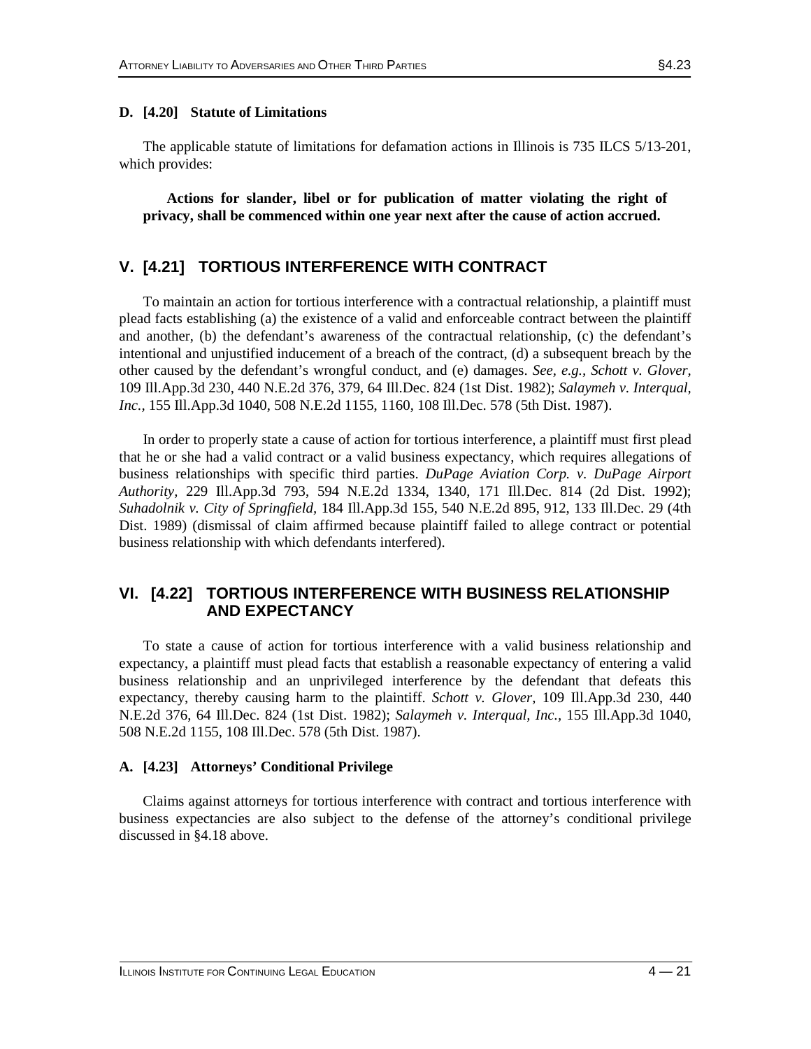### D. [4.20] Statute of Limitations

The applicable statute of limitations for defamation actions in Illinois is 735 ILCS 5/13-201, which provides:

> **Actions for slander, libel or for publication of matter violating the right of privacy, shall be commenced within one year next after the cause of action accrued.**

## V. [4.21] TORTIOUS INTERFERENCE WITH CONTRACT

To maintain an action for tortious interference with a contractual relationship, a plaintiff must plead facts establishing (a) the existence of a valid and enforceable contract between the plaintiff and another, (b) the defendant's awareness of the contractual relationship, (c) the defendant's intentional and unjustified inducement of a breach of the contract, (d) a subsequent breach by the other caused by the defendant's wrongful conduct, and (e) damages. *See, e.g., Schott v. Glover,* 109 Ill.App.3d 230, 440 N.E.2d 376, 379, 64 Ill.Dec. 824 (1st Dist. 1982); *Salaymeh v. Interqual, Inc.,* 155 Ill.App.3d 1040, 508 N.E.2d 1155, 1160, 108 Ill.Dec. 578 (5th Dist. 1987).

In order to properly state a cause of action for tortious interference, a plaintiff must first plead that he or she had a valid contract or a valid business expectancy, which requires allegations of business relationships with specific third parties. *DuPage Aviation Corp. v. DuPage Airport Authority,* 229 Ill.App.3d 793, 594 N.E.2d 1334, 1340, 171 Ill.Dec. 814 (2d Dist. 1992); *Suhadolnik v. City of Springfield,* 184 Ill.App.3d 155, 540 N.E.2d 895, 912, 133 Ill.Dec. 29 (4th Dist. 1989) (dismissal of claim affirmed because plaintiff failed to allege contract or potential business relationship with which defendants interfered).

## VI. [4.22] TORTIOUS INTERFERENCE WITH BUSINESS RELATIONSHIP AND EXPECTANCY

To state a cause of action for tortious interference with a valid business relationship and expectancy, a plaintiff must plead facts that establish a reasonable expectancy of entering a valid business relationship and an unprivileged interference by the defendant that defeats this expectancy, thereby causing harm to the plaintiff. *Schott v. Glover,* 109 Ill.App.3d 230, 440 N.E.2d 376, 64 Ill.Dec. 824 (1st Dist. 1982); *Salaymeh v. Interqual, Inc.,* 155 Ill.App.3d 1040, 508 N.E.2d 1155, 108 Ill.Dec. 578 (5th Dist. 1987).

### A. [4.23] Attorneys' Conditional Privilege

Claims against attorneys for tortious interference with contract and tortious interference with business expectancies are also subject to the defense of the attorney's conditional privilege discussed in §4.18 above.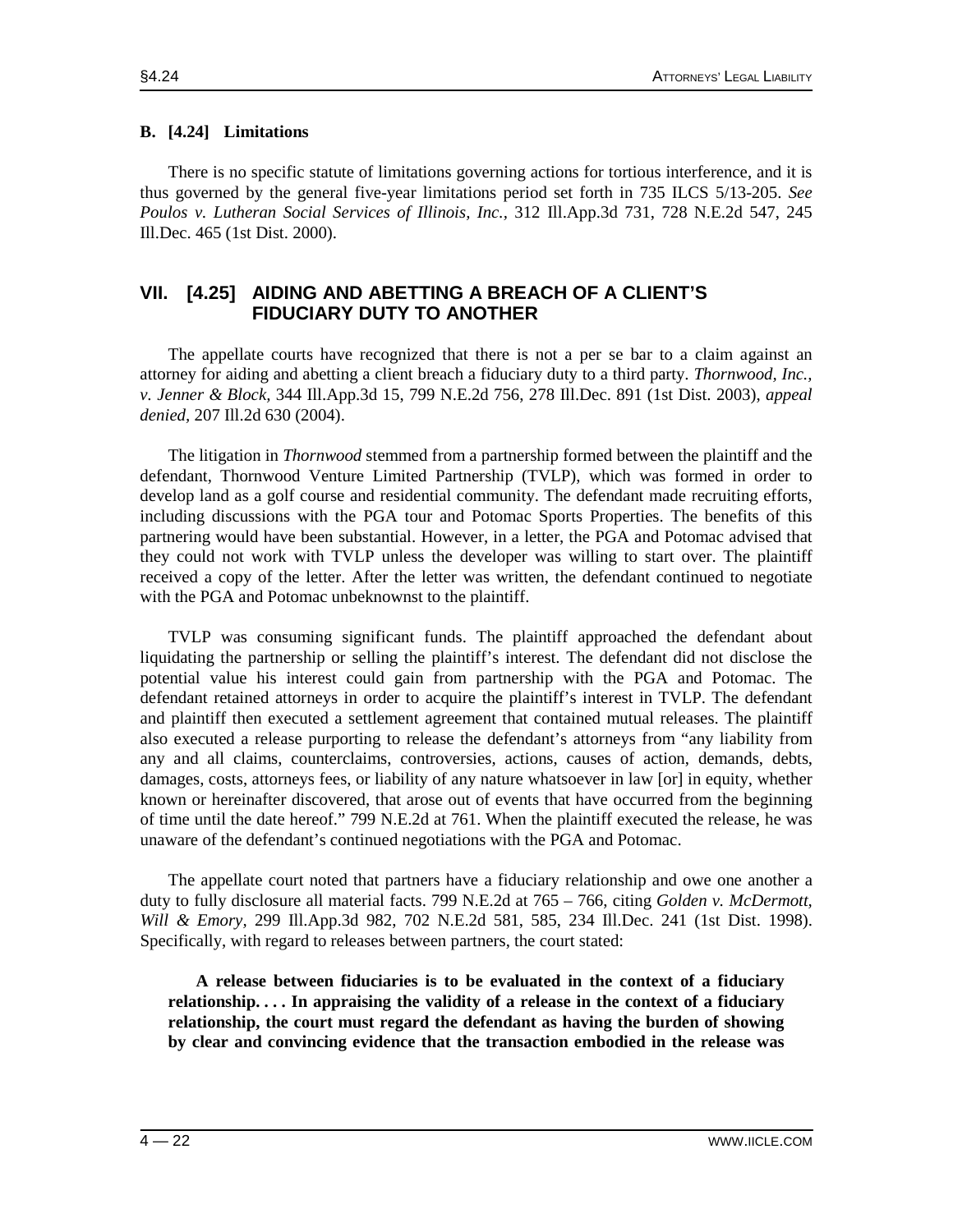### B. [4.24] Limitations

There is no specific statute of limitations governing actions for tortious interference, and it is thus governed by the general five-year limitations period set forth in 735 ILCS 5/13-205. *See Poulos v. Lutheran Social Services of Illinois, Inc.,* 312 Ill.App.3d 731, 728 N.E.2d 547, 245 Ill.Dec. 465 (1st Dist. 2000).

## VII. [4.25] AIDING AND ABETTING A BREACH OF A CLIENT'S FIDUCIARY DUTY TO ANOTHER

The appellate courts have recognized that there is not a per se bar to a claim against an attorney for aiding and abetting a client breach a fiduciary duty to a third party. *Thornwood, Inc., v. Jenner & Block,* 344 Ill.App.3d 15, 799 N.E.2d 756, 278 Ill.Dec. 891 (1st Dist. 2003), *appeal denied,* 207 Ill.2d 630 (2004).

The litigation in *Thornwood* stemmed from a partnership formed between the plaintiff and the defendant, Thornwood Venture Limited Partnership (TVLP), which was formed in order to develop land as a golf course and residential community. The defendant made recruiting efforts, including discussions with the PGA tour and Potomac Sports Properties. The benefits of this partnering would have been substantial. However, in a letter, the PGA and Potomac advised that they could not work with TVLP unless the developer was willing to start over. The plaintiff received a copy of the letter. After the letter was written, the defendant continued to negotiate with the PGA and Potomac unbeknownst to the plaintiff.

TVLP was consuming significant funds. The plaintiff approached the defendant about liquidating the partnership or selling the plaintiff's interest. The defendant did not disclose the potential value his interest could gain from partnership with the PGA and Potomac. The defendant retained attorneys in order to acquire the plaintiff's interest in TVLP. The defendant and plaintiff then executed a settlement agreement that contained mutual releases. The plaintiff also executed a release purporting to release the defendant's attorneys from "any liability from any and all claims, counterclaims, controversies, actions, causes of action, demands, debts, damages, costs, attorneys fees, or liability of any nature whatsoever in law [or] in equity, whether known or hereinafter discovered, that arose out of events that have occurred from the beginning of time until the date hereof." 799 N.E.2d at 761. When the plaintiff executed the release, he was unaware of the defendant's continued negotiations with the PGA and Potomac.

The appellate court noted that partners have a fiduciary relationship and owe one another a duty to fully disclosure all material facts. 799 N.E.2d at 765 – 766, citing *Golden v. McDermott, Will & Emory,* 299 Ill.App.3d 982, 702 N.E.2d 581, 585, 234 Ill.Dec. 241 (1st Dist. 1998). Specifically, with regard to releases between partners, the court stated:

> **A release between fiduciaries is to be evaluated in the context of a fiduciary relationship. . . . In appraising the validity of a release in the context of a fiduciary relationship, the court must regard the defendant as having the burden of showing by clear and convincing evidence that the transaction embodied in the release was**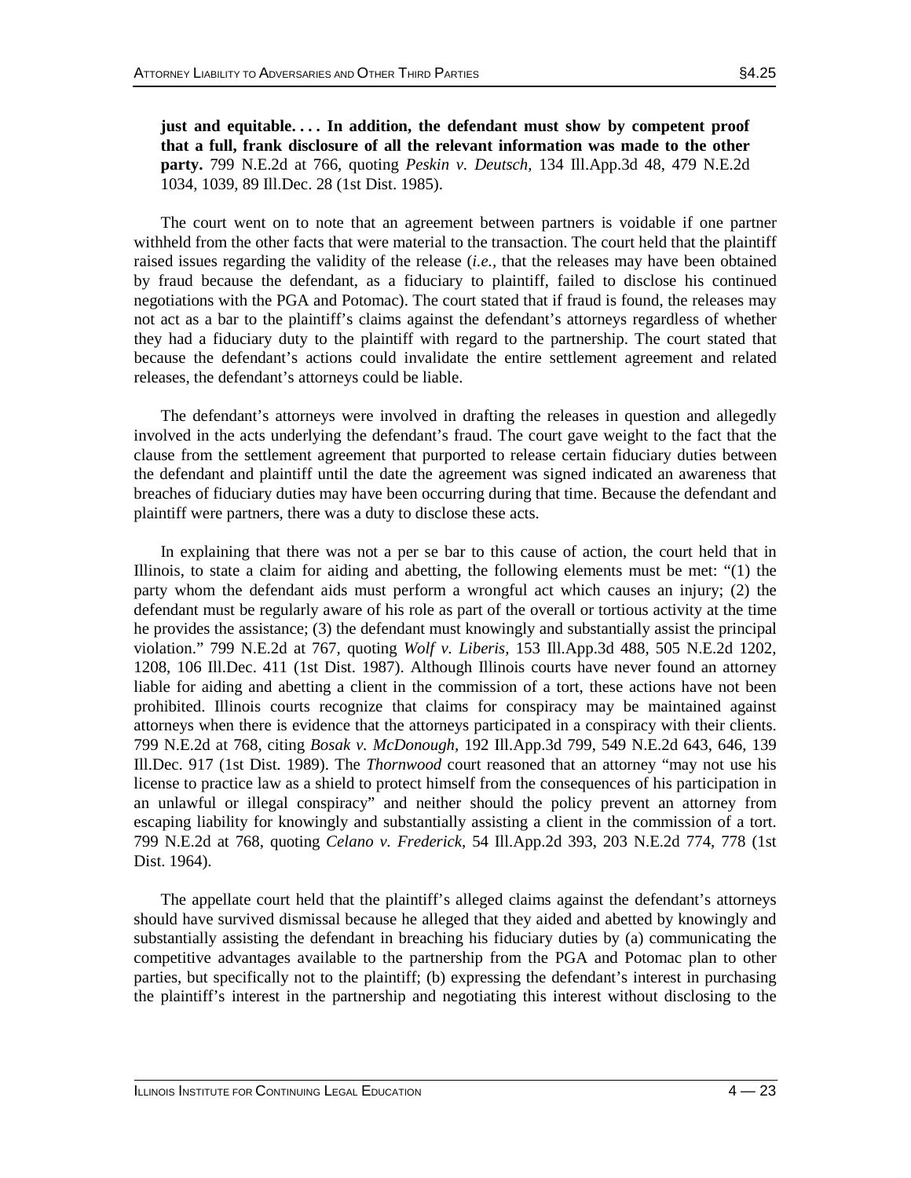**just and equitable. . . . In addition, the defendant must show by competent proof that a full, frank disclosure of all the relevant information was made to the other party.** 799 N.E.2d at 766, quoting *Peskin v. Deutsch,* 134 Ill.App.3d 48, 479 N.E.2d 1034, 1039, 89 Ill.Dec. 28 (1st Dist. 1985).

The court went on to note that an agreement between partners is voidable if one partner withheld from the other facts that were material to the transaction. The court held that the plaintiff raised issues regarding the validity of the release (*i.e.,* that the releases may have been obtained by fraud because the defendant, as a fiduciary to plaintiff, failed to disclose his continued negotiations with the PGA and Potomac). The court stated that if fraud is found, the releases may not act as a bar to the plaintiff's claims against the defendant's attorneys regardless of whether they had a fiduciary duty to the plaintiff with regard to the partnership. The court stated that because the defendant's actions could invalidate the entire settlement agreement and related releases, the defendant's attorneys could be liable.

The defendant's attorneys were involved in drafting the releases in question and allegedly involved in the acts underlying the defendant's fraud. The court gave weight to the fact that the clause from the settlement agreement that purported to release certain fiduciary duties between the defendant and plaintiff until the date the agreement was signed indicated an awareness that breaches of fiduciary duties may have been occurring during that time. Because the defendant and plaintiff were partners, there was a duty to disclose these acts.

In explaining that there was not a per se bar to this cause of action, the court held that in Illinois, to state a claim for aiding and abetting, the following elements must be met: "(1) the party whom the defendant aids must perform a wrongful act which causes an injury; (2) the defendant must be regularly aware of his role as part of the overall or tortious activity at the time he provides the assistance; (3) the defendant must knowingly and substantially assist the principal violation." 799 N.E.2d at 767, quoting *Wolf v. Liberis,* 153 Ill.App.3d 488, 505 N.E.2d 1202, 1208, 106 Ill.Dec. 411 (1st Dist. 1987). Although Illinois courts have never found an attorney liable for aiding and abetting a client in the commission of a tort, these actions have not been prohibited. Illinois courts recognize that claims for conspiracy may be maintained against attorneys when there is evidence that the attorneys participated in a conspiracy with their clients. 799 N.E.2d at 768, citing *Bosak v. McDonough,* 192 Ill.App.3d 799, 549 N.E.2d 643, 646, 139 Ill.Dec. 917 (1st Dist. 1989). The *Thornwood* court reasoned that an attorney "may not use his license to practice law as a shield to protect himself from the consequences of his participation in an unlawful or illegal conspiracy" and neither should the policy prevent an attorney from escaping liability for knowingly and substantially assisting a client in the commission of a tort. 799 N.E.2d at 768, quoting *Celano v. Frederick,* 54 Ill.App.2d 393, 203 N.E.2d 774, 778 (1st Dist. 1964).

The appellate court held that the plaintiff's alleged claims against the defendant's attorneys should have survived dismissal because he alleged that they aided and abetted by knowingly and substantially assisting the defendant in breaching his fiduciary duties by (a) communicating the competitive advantages available to the partnership from the PGA and Potomac plan to other parties, but specifically not to the plaintiff; (b) expressing the defendant's interest in purchasing the plaintiff's interest in the partnership and negotiating this interest without disclosing to the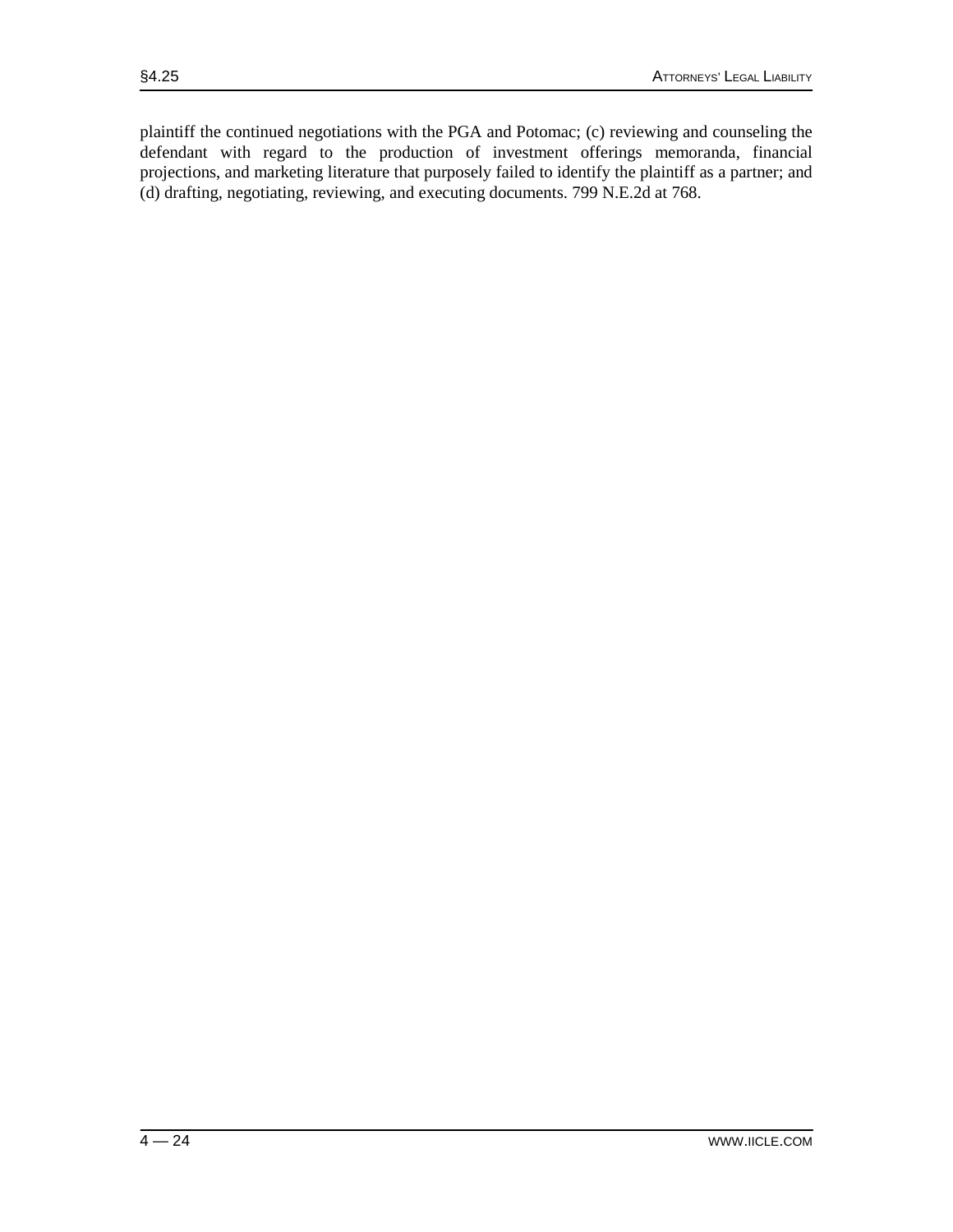plaintiff the continued negotiations with the PGA and Potomac; (c) reviewing and counseling the defendant with regard to the production of investment offerings memoranda, financial projections, and marketing literature that purposely failed to identify the plaintiff as a partner; and (d) drafting, negotiating, reviewing, and executing documents. 799 N.E.2d at 768.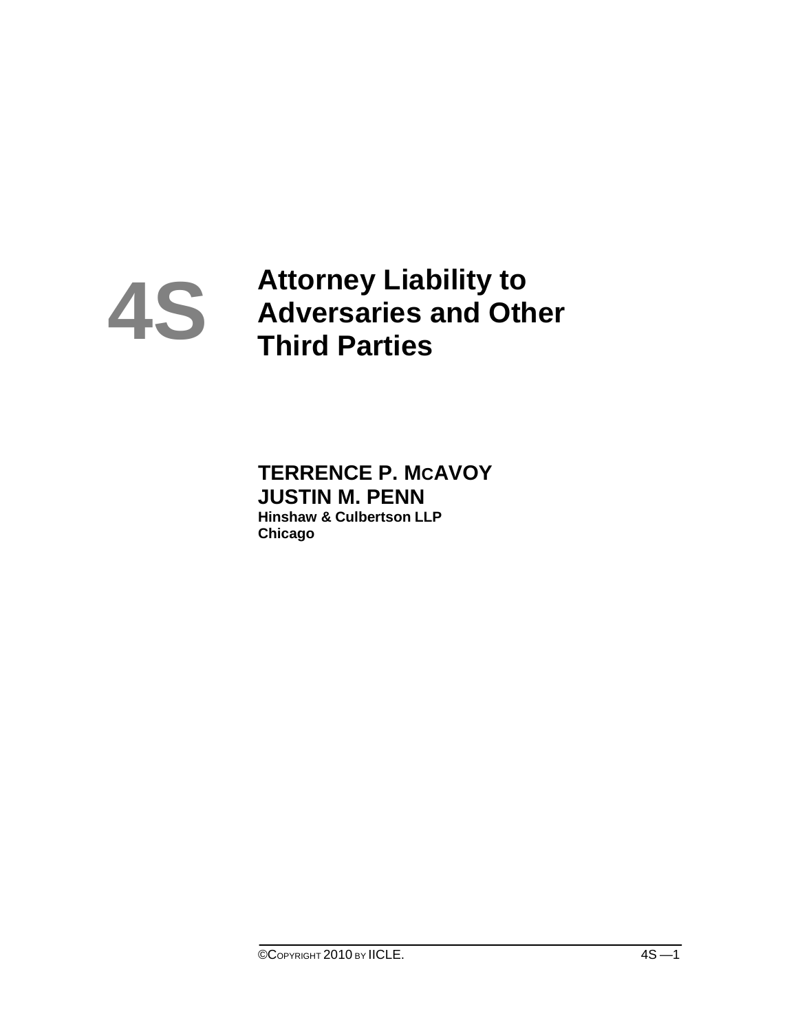# 4S Attorney Liability to Adversaries and Other Third Parties

**TERRENCE P. McAVOY**
**JUSTIN M. PENN**
**Hinshaw & Culbertson LLP**
**Chicago**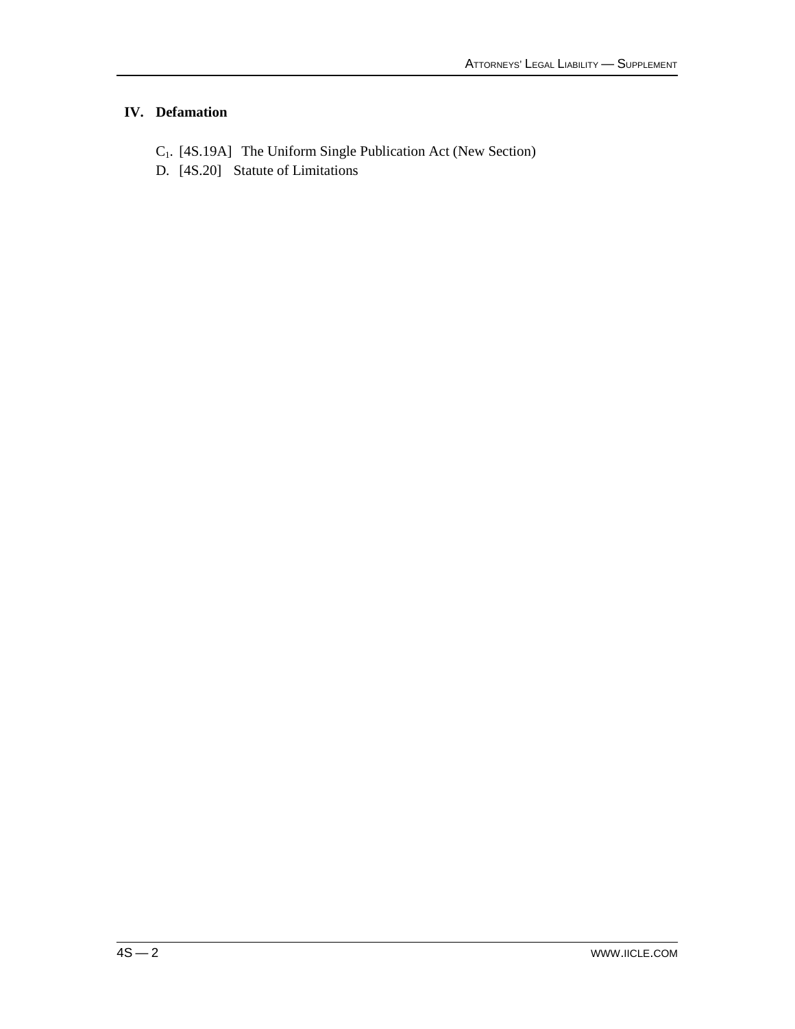## IV. Defamation

- $C_1$. [4S.19A] The Uniform Single Publication Act (New Section)
- D. [4S.20] Statute of Limitations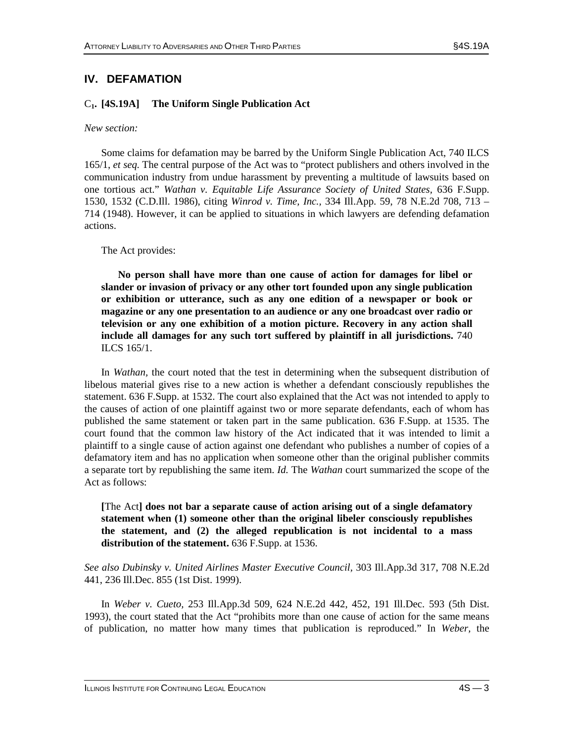## IV. DEFAMATION

### $C_1$. [4S.19A] The Uniform Single Publication Act

*New section:*

Some claims for defamation may be barred by the Uniform Single Publication Act, 740 ILCS 165/1, *et seq.* The central purpose of the Act was to "protect publishers and others involved in the communication industry from undue harassment by preventing a multitude of lawsuits based on one tortious act." *Wathan v. Equitable Life Assurance Society of United States*, 636 F.Supp. 1530, 1532 (C.D.Ill. 1986), citing *Winrod v. Time, Inc.*, 334 Ill.App. 59, 78 N.E.2d 708, 713 – 714 (1948). However, it can be applied to situations in which lawyers are defending defamation actions.

The Act provides:

> **No person shall have more than one cause of action for damages for libel or slander or invasion of privacy or any other tort founded upon any single publication or exhibition or utterance, such as any one edition of a newspaper or book or magazine or any one presentation to an audience or any one broadcast over radio or television or any one exhibition of a motion picture. Recovery in any action shall include all damages for any such tort suffered by plaintiff in all jurisdictions.** 740 ILCS 165/1.

In *Wathan,* the court noted that the test in determining when the subsequent distribution of libelous material gives rise to a new action is whether a defendant consciously republishes the statement. 636 F.Supp. at 1532. The court also explained that the Act was not intended to apply to the causes of action of one plaintiff against two or more separate defendants, each of whom has published the same statement or taken part in the same publication. 636 F.Supp. at 1535. The court found that the common law history of the Act indicated that it was intended to limit a plaintiff to a single cause of action against one defendant who publishes a number of copies of a defamatory item and has no application when someone other than the original publisher commits a separate tort by republishing the same item. *Id.* The *Wathan* court summarized the scope of the Act as follows:

> **[**The Act**] does not bar a separate cause of action arising out of a single defamatory statement when (1) someone other than the original libeler consciously republishes the statement, and (2) the alleged republication is not incidental to a mass distribution of the statement.** 636 F.Supp. at 1536.

*See also Dubinsky v. United Airlines Master Executive Council,* 303 Ill.App.3d 317, 708 N.E.2d 441, 236 Ill.Dec. 855 (1st Dist. 1999).

In *Weber v. Cueto,* 253 Ill.App.3d 509, 624 N.E.2d 442, 452, 191 Ill.Dec. 593 (5th Dist. 1993), the court stated that the Act "prohibits more than one cause of action for the same means of publication, no matter how many times that publication is reproduced." In *Weber,* the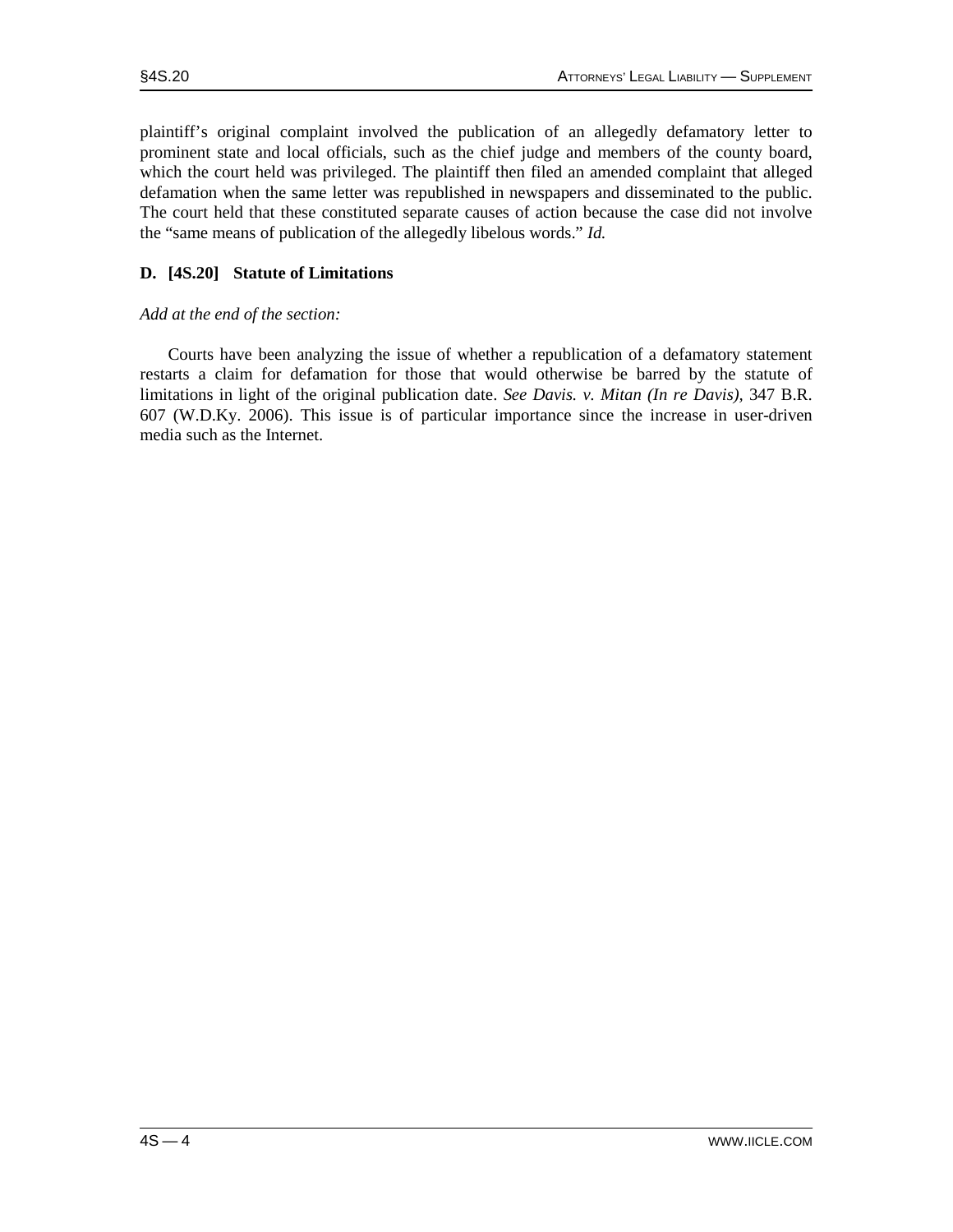plaintiff's original complaint involved the publication of an allegedly defamatory letter to prominent state and local officials, such as the chief judge and members of the county board, which the court held was privileged. The plaintiff then filed an amended complaint that alleged defamation when the same letter was republished in newspapers and disseminated to the public. The court held that these constituted separate causes of action because the case did not involve the "same means of publication of the allegedly libelous words." *Id.*

### D. [4S.20] Statute of Limitations

*Add at the end of the section:*

Courts have been analyzing the issue of whether a republication of a defamatory statement restarts a claim for defamation for those that would otherwise be barred by the statute of limitations in light of the original publication date. *See Davis. v. Mitan (In re Davis),* 347 B.R. 607 (W.D.Ky. 2006). This issue is of particular importance since the increase in user-driven media such as the Internet.